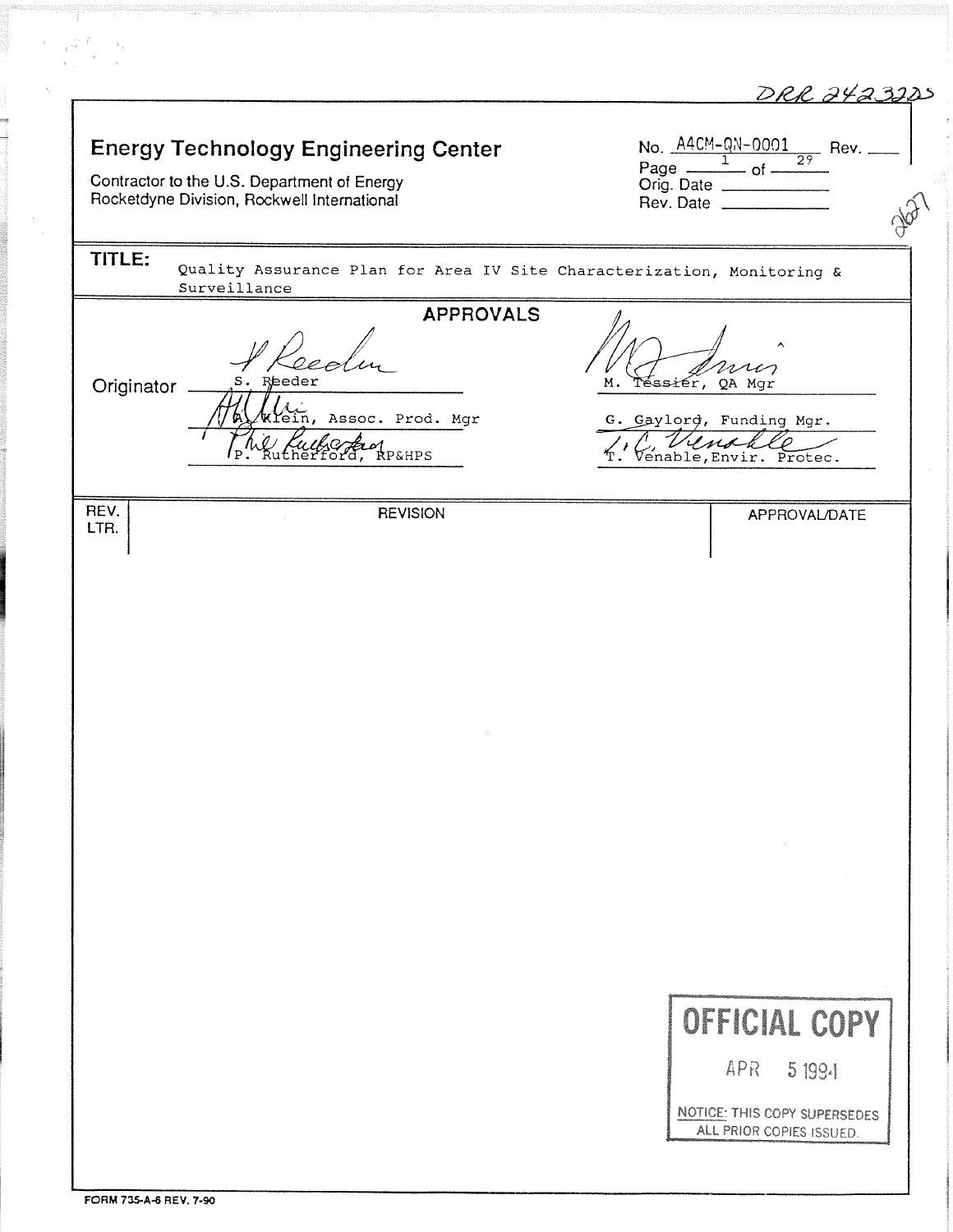DRR 242320S

**Energy Technology Engineering Center**

Contractor to the U.S. Department of Energy
Rocketdyne Division, Rockwell International

No. A4CM-QN-0001 Rev. ___
Page 1 of 29
Orig. Date ___
Rev. Date ___

2627

**TITLE:** Quality Assurance Plan for Area IV Site Characterization, Monitoring & Surveillance

## APPROVALS

| | |
|---|---|
| Originator: S. Reeder | M. Tessier, QA Mgr |
| A. Klein, Assoc. Prod. Mgr | G. Gaylord, Funding Mgr. |
| P. Rutherford, RP&HPS | T. Venable, Envir. Protec. |

| REV. LTR. | REVISION | APPROVAL/DATE |
|---|---|---|
| | | |

**OFFICIAL COPY**
APR 5 1994
NOTICE: THIS COPY SUPERSEDES ALL PRIOR COPIES ISSUED.

FORM 735-A-6 REV. 7-90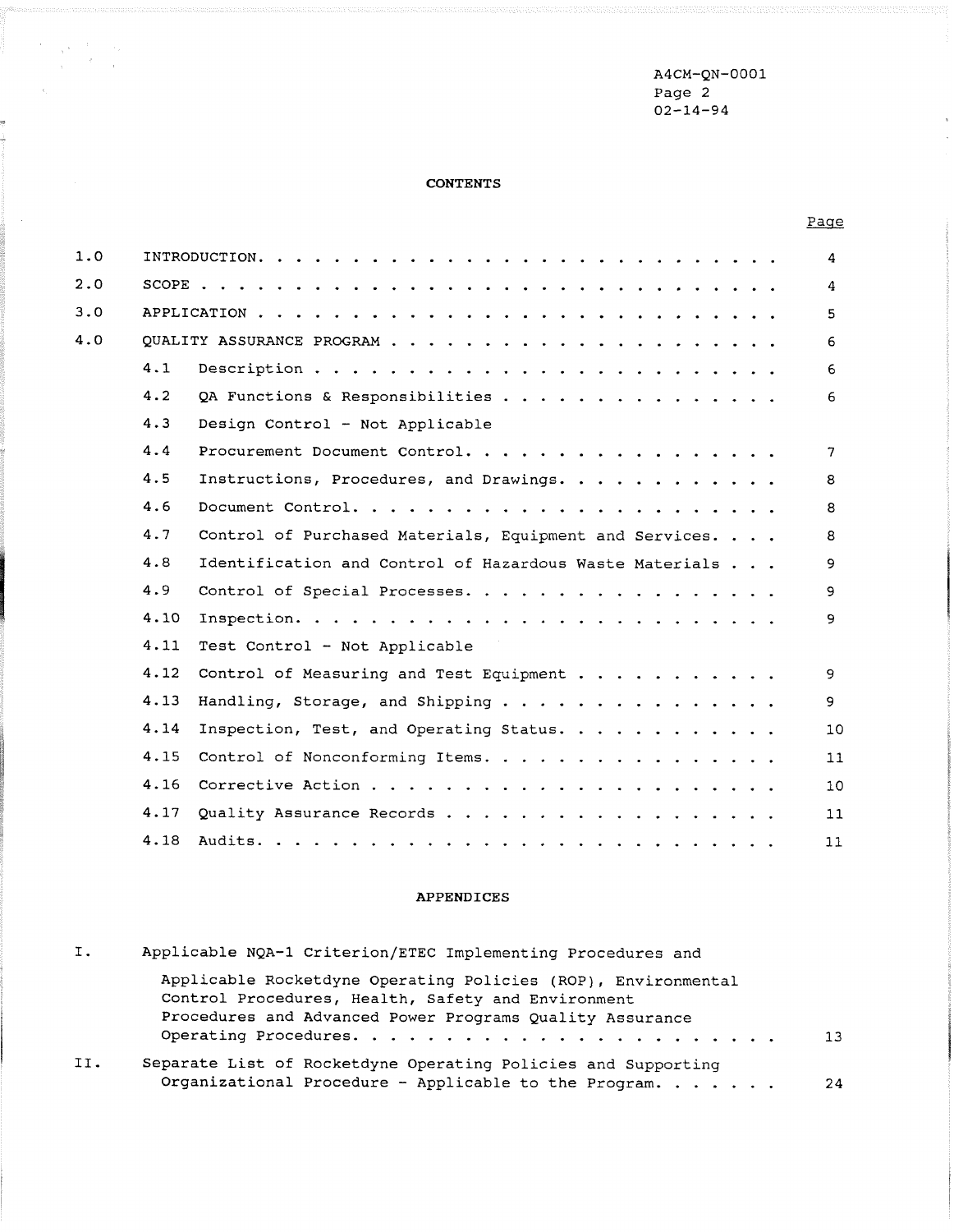A4CM-QN-0001
02-14-94

## CONTENTS

| | | | Page |
|---|---|---|---|
| 1.0 | INTRODUCTION | | 4 |
| 2.0 | SCOPE | | 4 |
| 3.0 | APPLICATION | | 5 |
| 4.0 | QUALITY ASSURANCE PROGRAM | | 6 |
| | 4.1 | Description | 6 |
| | 4.2 | QA Functions & Responsibilities | 6 |
| | 4.3 | Design Control - Not Applicable | |
| | 4.4 | Procurement Document Control | 7 |
| | 4.5 | Instructions, Procedures, and Drawings | 8 |
| | 4.6 | Document Control | 8 |
| | 4.7 | Control of Purchased Materials, Equipment and Services | 8 |
| | 4.8 | Identification and Control of Hazardous Waste Materials | 9 |
| | 4.9 | Control of Special Processes | 9 |
| | 4.10 | Inspection | 9 |
| | 4.11 | Test Control - Not Applicable | |
| | 4.12 | Control of Measuring and Test Equipment | 9 |
| | 4.13 | Handling, Storage, and Shipping | 9 |
| | 4.14 | Inspection, Test, and Operating Status | 10 |
| | 4.15 | Control of Nonconforming Items | 11 |
| | 4.16 | Corrective Action | 10 |
| | 4.17 | Quality Assurance Records | 11 |
| | 4.18 | Audits | 11 |

## APPENDICES

| | | Page |
|---|---|---|
| I. | Applicable NQA-1 Criterion/ETEC Implementing Procedures and Applicable Rocketdyne Operating Policies (ROP), Environmental Control Procedures, Health, Safety and Environment Procedures and Advanced Power Programs Quality Assurance Operating Procedures | 13 |
| II. | Separate List of Rocketdyne Operating Policies and Supporting Organizational Procedure - Applicable to the Program | 24 |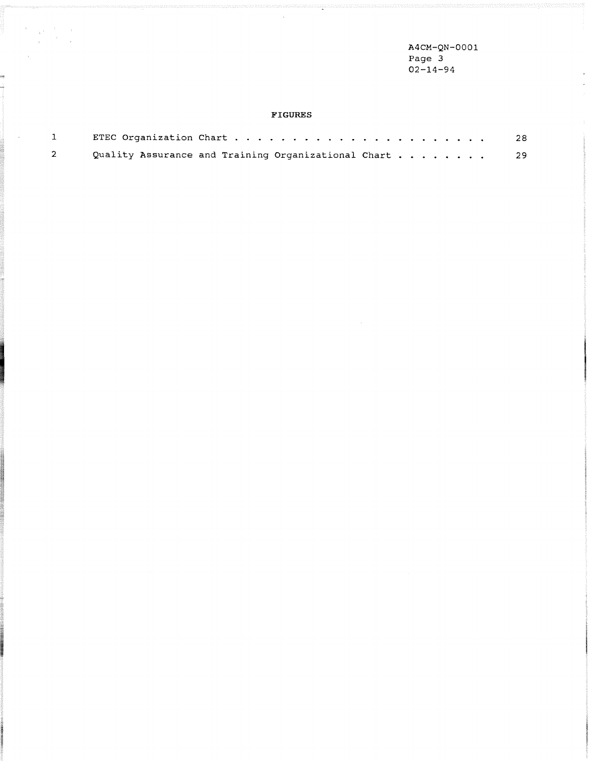## FIGURES

| | | |
|---|---|---|
| 1 | ETEC Organization Chart | 28 |
| 2 | Quality Assurance and Training Organizational Chart | 29 |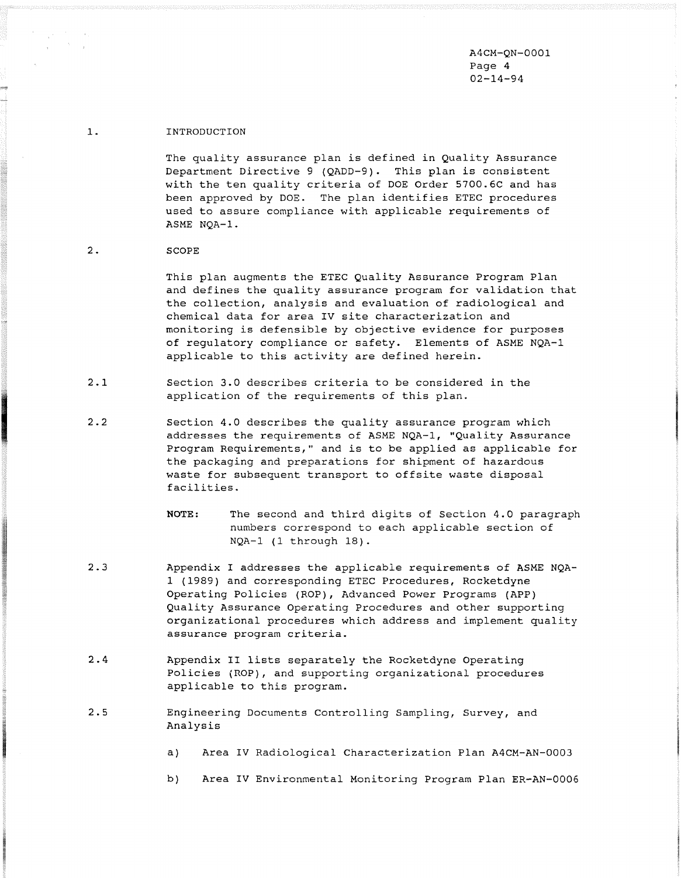## 1. INTRODUCTION

The quality assurance plan is defined in Quality Assurance Department Directive 9 (QADD-9). This plan is consistent with the ten quality criteria of DOE Order 5700.6C and has been approved by DOE. The plan identifies ETEC procedures used to assure compliance with applicable requirements of ASME NQA-1.

## 2. SCOPE

This plan augments the ETEC Quality Assurance Program Plan and defines the quality assurance program for validation that the collection, analysis and evaluation of radiological and chemical data for area IV site characterization and monitoring is defensible by objective evidence for purposes of regulatory compliance or safety. Elements of ASME NQA-1 applicable to this activity are defined herein.

2.1 Section 3.0 describes criteria to be considered in the application of the requirements of this plan.

2.2 Section 4.0 describes the quality assurance program which addresses the requirements of ASME NQA-1, "Quality Assurance Program Requirements," and is to be applied as applicable for the packaging and preparations for shipment of hazardous waste for subsequent transport to offsite waste disposal facilities.

> **NOTE:** The second and third digits of Section 4.0 paragraph numbers correspond to each applicable section of NQA-1 (1 through 18).

2.3 Appendix I addresses the applicable requirements of ASME NQA-1 (1989) and corresponding ETEC Procedures, Rocketdyne Operating Policies (ROP), Advanced Power Programs (APP) Quality Assurance Operating Procedures and other supporting organizational procedures which address and implement quality assurance program criteria.

2.4 Appendix II lists separately the Rocketdyne Operating Policies (ROP), and supporting organizational procedures applicable to this program.

2.5 Engineering Documents Controlling Sampling, Survey, and Analysis

- a) Area IV Radiological Characterization Plan A4CM-AN-0003
- b) Area IV Environmental Monitoring Program Plan ER-AN-0006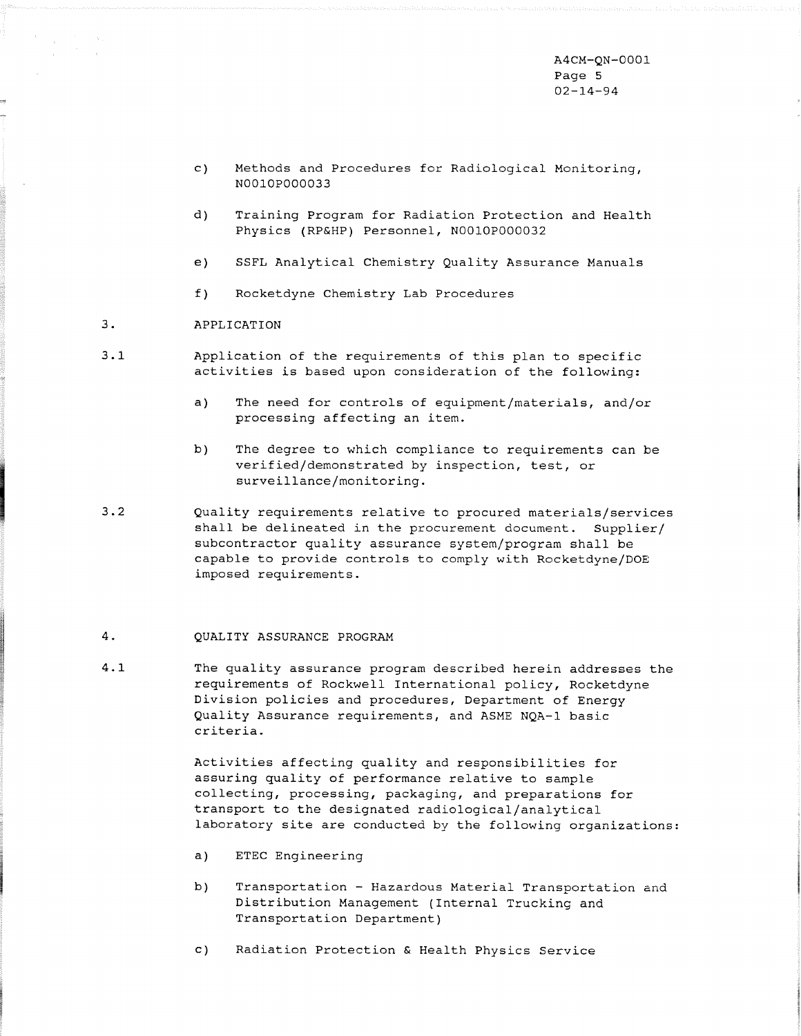c) Methods and Procedures for Radiological Monitoring, N001OP000033

d) Training Program for Radiation Protection and Health Physics (RP&HP) Personnel, N001OP000032

e) SSFL Analytical Chemistry Quality Assurance Manuals

f) Rocketdyne Chemistry Lab Procedures

## 3. APPLICATION

3.1 Application of the requirements of this plan to specific activities is based upon consideration of the following:

a) The need for controls of equipment/materials, and/or processing affecting an item.

b) The degree to which compliance to requirements can be verified/demonstrated by inspection, test, or surveillance/monitoring.

3.2 Quality requirements relative to procured materials/services shall be delineated in the procurement document. Supplier/ subcontractor quality assurance system/program shall be capable to provide controls to comply with Rocketdyne/DOE imposed requirements.

## 4. QUALITY ASSURANCE PROGRAM

4.1 The quality assurance program described herein addresses the requirements of Rockwell International policy, Rocketdyne Division policies and procedures, Department of Energy Quality Assurance requirements, and ASME NQA-1 basic criteria.

Activities affecting quality and responsibilities for assuring quality of performance relative to sample collecting, processing, packaging, and preparations for transport to the designated radiological/analytical laboratory site are conducted by the following organizations:

a) ETEC Engineering

b) Transportation - Hazardous Material Transportation and Distribution Management (Internal Trucking and Transportation Department)

c) Radiation Protection & Health Physics Service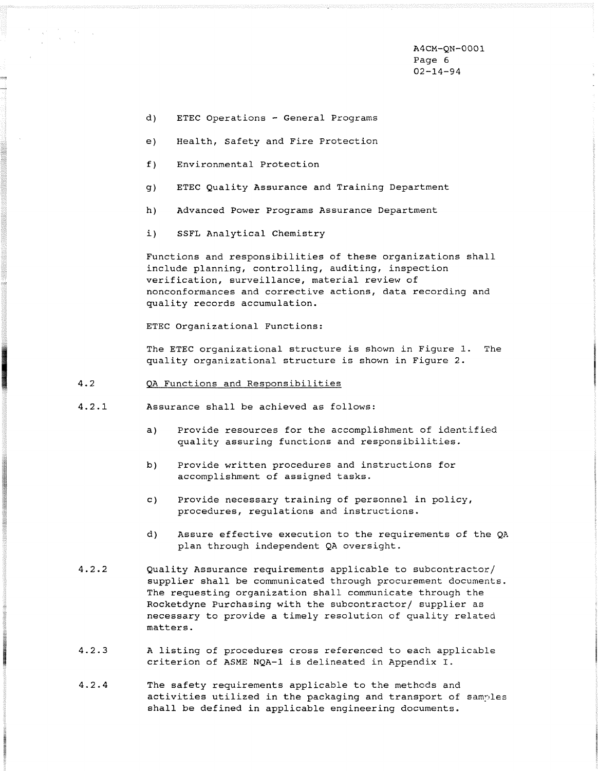d) ETEC Operations - General Programs

e) Health, Safety and Fire Protection

f) Environmental Protection

g) ETEC Quality Assurance and Training Department

h) Advanced Power Programs Assurance Department

i) SSFL Analytical Chemistry

Functions and responsibilities of these organizations shall include planning, controlling, auditing, inspection verification, surveillance, material review of nonconformances and corrective actions, data recording and quality records accumulation.

ETEC Organizational Functions:

The ETEC organizational structure is shown in Figure 1. The quality organizational structure is shown in Figure 2.

4.2 QA Functions and Responsibilities

4.2.1 Assurance shall be achieved as follows:

a) Provide resources for the accomplishment of identified quality assuring functions and responsibilities.

b) Provide written procedures and instructions for accomplishment of assigned tasks.

c) Provide necessary training of personnel in policy, procedures, regulations and instructions.

d) Assure effective execution to the requirements of the QA plan through independent QA oversight.

4.2.2 Quality Assurance requirements applicable to subcontractor/ supplier shall be communicated through procurement documents. The requesting organization shall communicate through the Rocketdyne Purchasing with the subcontractor/ supplier as necessary to provide a timely resolution of quality related matters.

4.2.3 A listing of procedures cross referenced to each applicable criterion of ASME NQA-1 is delineated in Appendix I.

4.2.4 The safety requirements applicable to the methods and activities utilized in the packaging and transport of samples shall be defined in applicable engineering documents.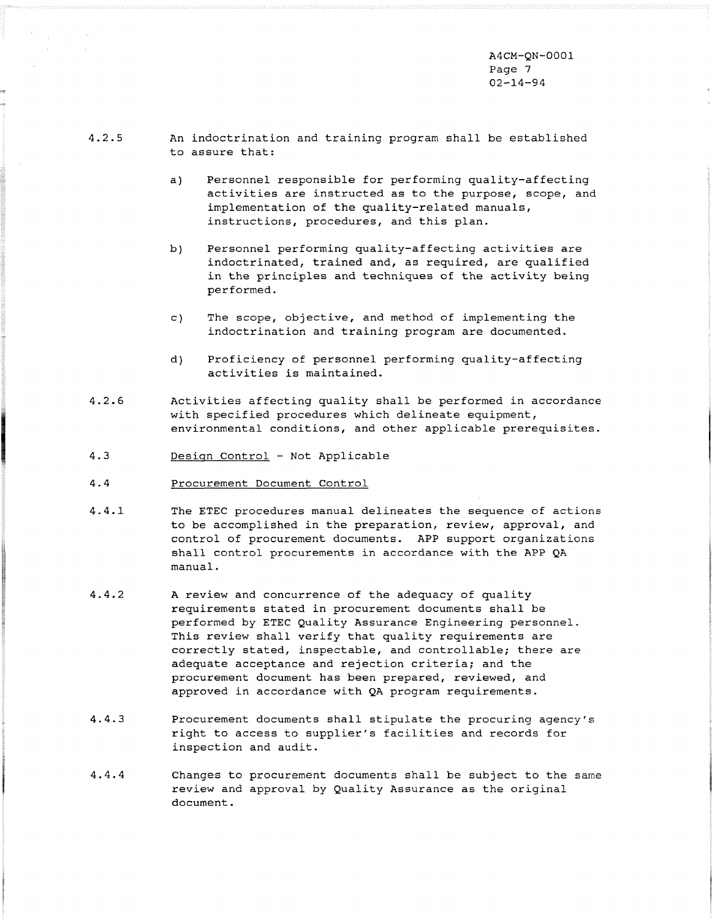4.2.5 An indoctrination and training program shall be established to assure that:

a) Personnel responsible for performing quality-affecting activities are instructed as to the purpose, scope, and implementation of the quality-related manuals, instructions, procedures, and this plan.

b) Personnel performing quality-affecting activities are indoctrinated, trained and, as required, are qualified in the principles and techniques of the activity being performed.

c) The scope, objective, and method of implementing the indoctrination and training program are documented.

d) Proficiency of personnel performing quality-affecting activities is maintained.

4.2.6 Activities affecting quality shall be performed in accordance with specified procedures which delineate equipment, environmental conditions, and other applicable prerequisites.

4.3 <u>Design Control</u> - Not Applicable

4.4 <u>Procurement Document Control</u>

4.4.1 The ETEC procedures manual delineates the sequence of actions to be accomplished in the preparation, review, approval, and control of procurement documents. APP support organizations shall control procurements in accordance with the APP QA manual.

4.4.2 A review and concurrence of the adequacy of quality requirements stated in procurement documents shall be performed by ETEC Quality Assurance Engineering personnel. This review shall verify that quality requirements are correctly stated, inspectable, and controllable; there are adequate acceptance and rejection criteria; and the procurement document has been prepared, reviewed, and approved in accordance with QA program requirements.

4.4.3 Procurement documents shall stipulate the procuring agency's right to access to supplier's facilities and records for inspection and audit.

4.4.4 Changes to procurement documents shall be subject to the same review and approval by Quality Assurance as the original document.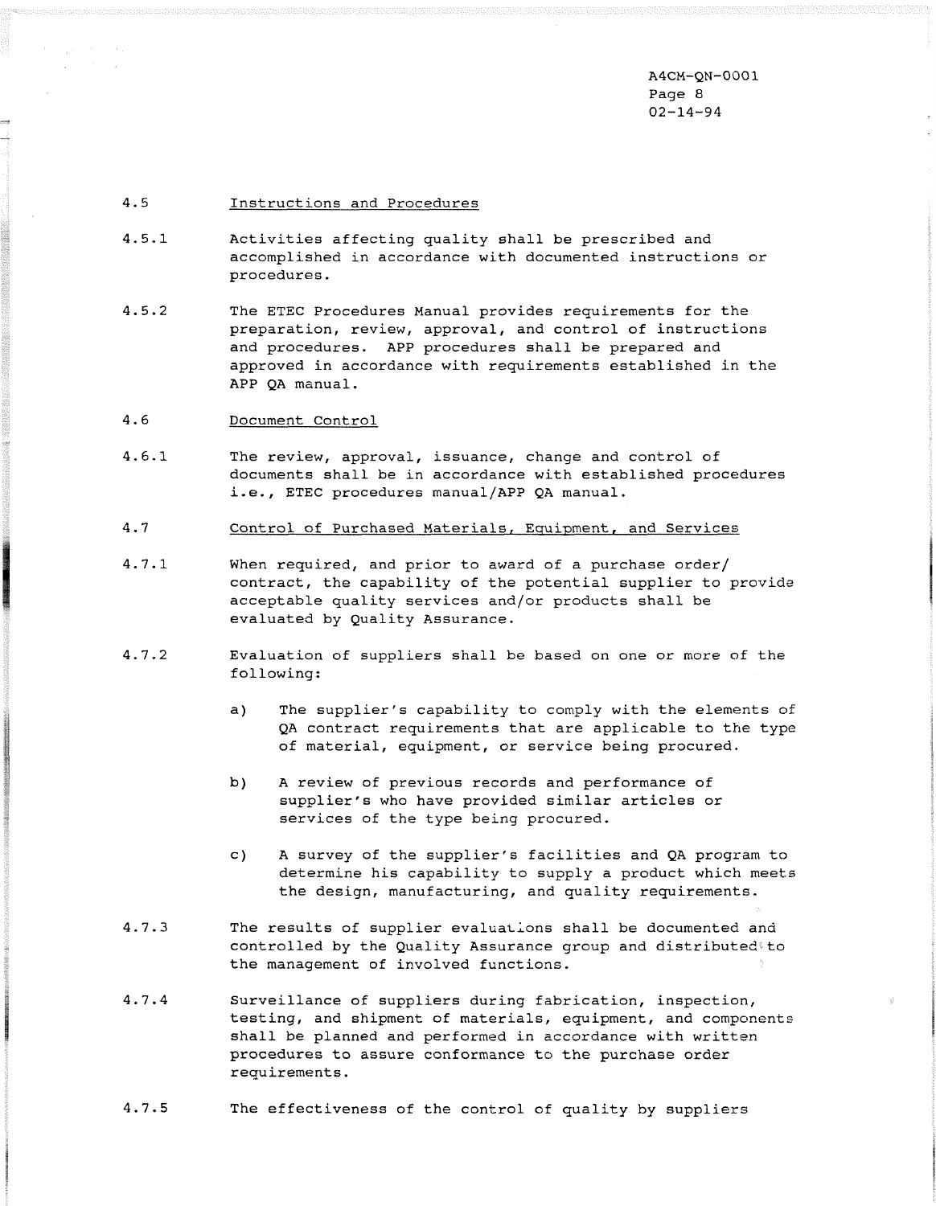4.5 Instructions and Procedures

4.5.1 Activities affecting quality shall be prescribed and accomplished in accordance with documented instructions or procedures.

4.5.2 The ETEC Procedures Manual provides requirements for the preparation, review, approval, and control of instructions and procedures. APP procedures shall be prepared and approved in accordance with requirements established in the APP QA manual.

4.6 Document Control

4.6.1 The review, approval, issuance, change and control of documents shall be in accordance with established procedures i.e., ETEC procedures manual/APP QA manual.

4.7 Control of Purchased Materials, Equipment, and Services

4.7.1 When required, and prior to award of a purchase order/ contract, the capability of the potential supplier to provide acceptable quality services and/or products shall be evaluated by Quality Assurance.

4.7.2 Evaluation of suppliers shall be based on one or more of the following:

a) The supplier's capability to comply with the elements of QA contract requirements that are applicable to the type of material, equipment, or service being procured.

b) A review of previous records and performance of supplier's who have provided similar articles or services of the type being procured.

c) A survey of the supplier's facilities and QA program to determine his capability to supply a product which meets the design, manufacturing, and quality requirements.

4.7.3 The results of supplier evaluations shall be documented and controlled by the Quality Assurance group and distributed to the management of involved functions.

4.7.4 Surveillance of suppliers during fabrication, inspection, testing, and shipment of materials, equipment, and components shall be planned and performed in accordance with written procedures to assure conformance to the purchase order requirements.

4.7.5 The effectiveness of the control of quality by suppliers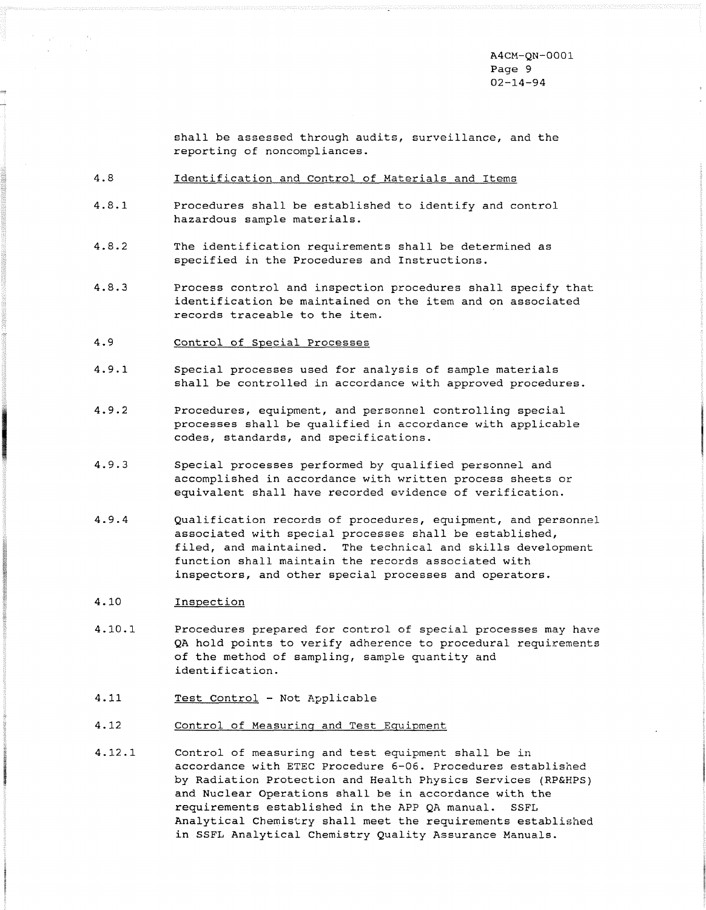shall be assessed through audits, surveillance, and the reporting of noncompliances.

4.8 Identification and Control of Materials and Items

4.8.1 Procedures shall be established to identify and control hazardous sample materials.

4.8.2 The identification requirements shall be determined as specified in the Procedures and Instructions.

4.8.3 Process control and inspection procedures shall specify that identification be maintained on the item and on associated records traceable to the item.

4.9 Control of Special Processes

4.9.1 Special processes used for analysis of sample materials shall be controlled in accordance with approved procedures.

4.9.2 Procedures, equipment, and personnel controlling special processes shall be qualified in accordance with applicable codes, standards, and specifications.

4.9.3 Special processes performed by qualified personnel and accomplished in accordance with written process sheets or equivalent shall have recorded evidence of verification.

4.9.4 Qualification records of procedures, equipment, and personnel associated with special processes shall be established, filed, and maintained. The technical and skills development function shall maintain the records associated with inspectors, and other special processes and operators.

4.10 Inspection

4.10.1 Procedures prepared for control of special processes may have QA hold points to verify adherence to procedural requirements of the method of sampling, sample quantity and identification.

4.11 Test Control - Not Applicable

4.12 Control of Measuring and Test Equipment

4.12.1 Control of measuring and test equipment shall be in accordance with ETEC Procedure 6-06. Procedures established by Radiation Protection and Health Physics Services (RP&HPS) and Nuclear Operations shall be in accordance with the requirements established in the APP QA manual. SSFL Analytical Chemistry shall meet the requirements established in SSFL Analytical Chemistry Quality Assurance Manuals.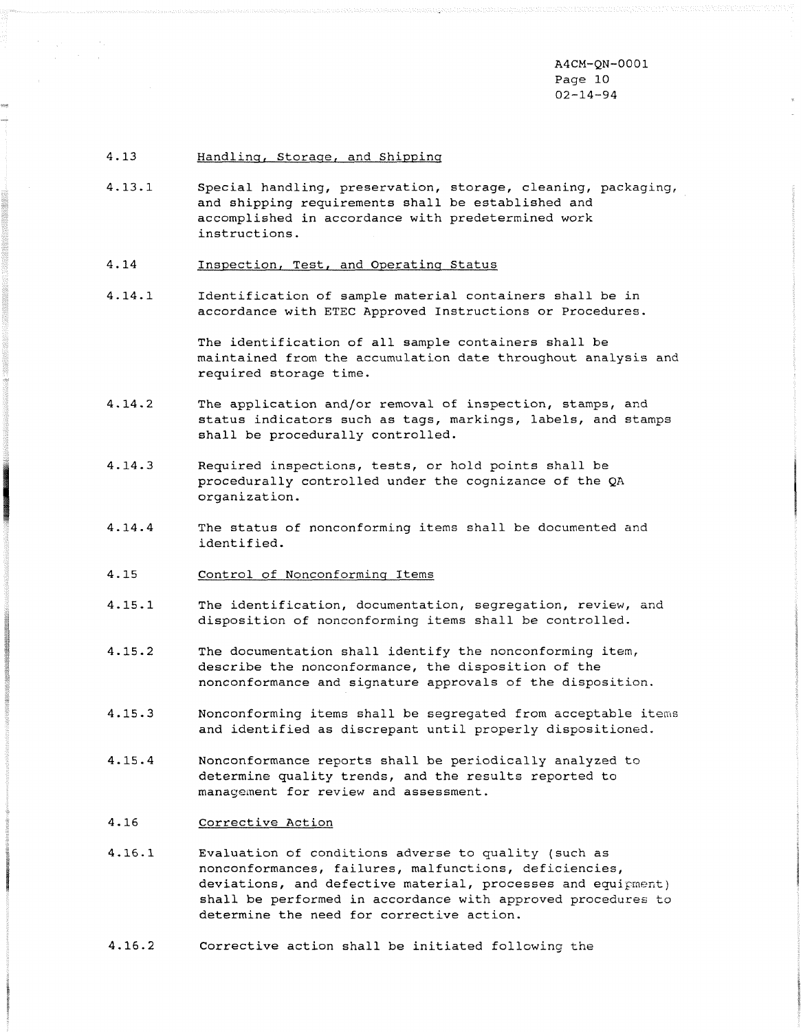4.13 Handling, Storage, and Shipping

4.13.1 Special handling, preservation, storage, cleaning, packaging, and shipping requirements shall be established and accomplished in accordance with predetermined work instructions.

4.14 Inspection, Test, and Operating Status

4.14.1 Identification of sample material containers shall be in accordance with ETEC Approved Instructions or Procedures.

The identification of all sample containers shall be maintained from the accumulation date throughout analysis and required storage time.

4.14.2 The application and/or removal of inspection, stamps, and status indicators such as tags, markings, labels, and stamps shall be procedurally controlled.

4.14.3 Required inspections, tests, or hold points shall be procedurally controlled under the cognizance of the QA organization.

4.14.4 The status of nonconforming items shall be documented and identified.

4.15 Control of Nonconforming Items

4.15.1 The identification, documentation, segregation, review, and disposition of nonconforming items shall be controlled.

4.15.2 The documentation shall identify the nonconforming item, describe the nonconformance, the disposition of the nonconformance and signature approvals of the disposition.

4.15.3 Nonconforming items shall be segregated from acceptable items and identified as discrepant until properly dispositioned.

4.15.4 Nonconformance reports shall be periodically analyzed to determine quality trends, and the results reported to management for review and assessment.

4.16 Corrective Action

4.16.1 Evaluation of conditions adverse to quality (such as nonconformances, failures, malfunctions, deficiencies, deviations, and defective material, processes and equipment) shall be performed in accordance with approved procedures to determine the need for corrective action.

4.16.2 Corrective action shall be initiated following the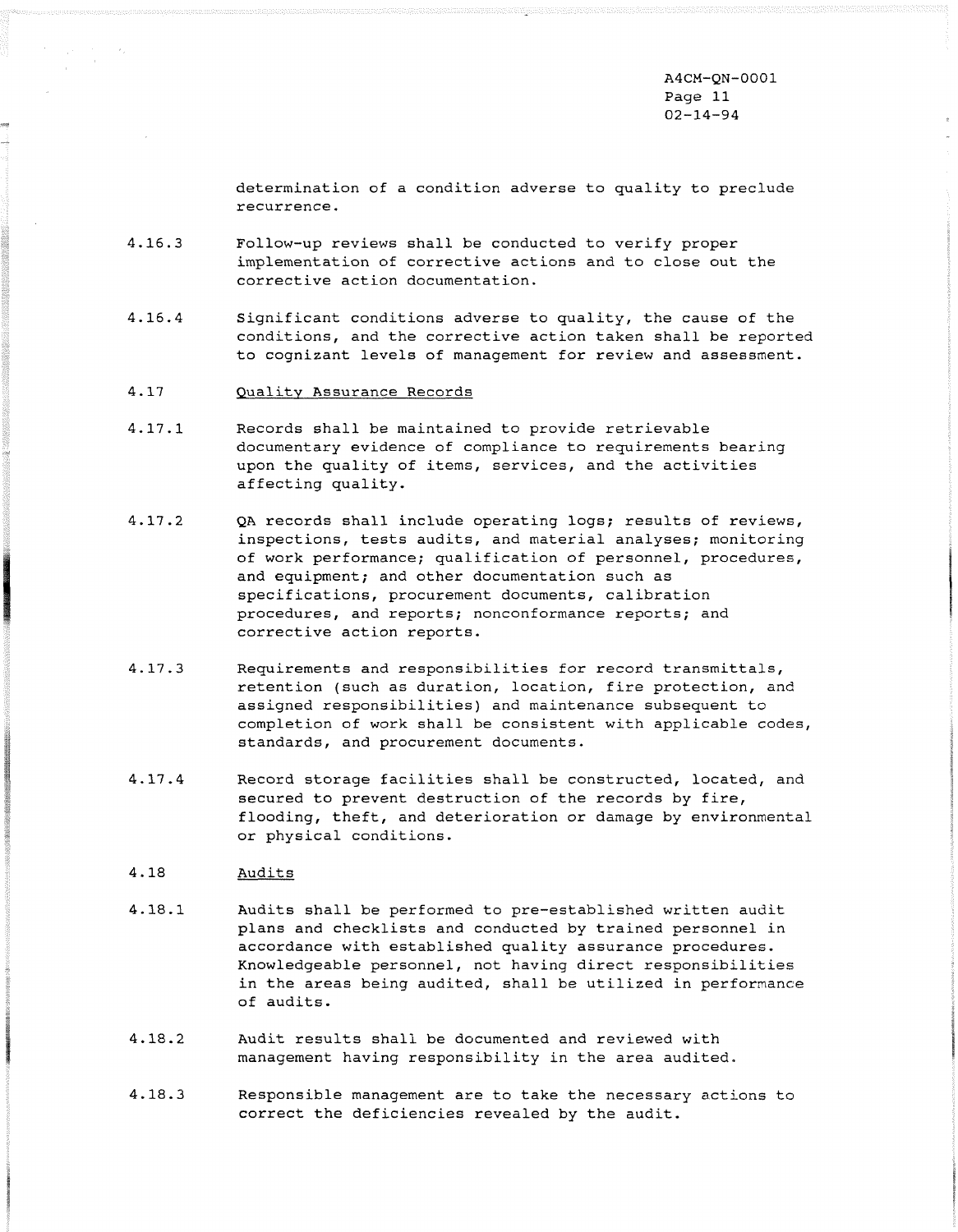determination of a condition adverse to quality to preclude recurrence.

4.16.3 Follow-up reviews shall be conducted to verify proper implementation of corrective actions and to close out the corrective action documentation.

4.16.4 Significant conditions adverse to quality, the cause of the conditions, and the corrective action taken shall be reported to cognizant levels of management for review and assessment.

4.17 Quality Assurance Records

4.17.1 Records shall be maintained to provide retrievable documentary evidence of compliance to requirements bearing upon the quality of items, services, and the activities affecting quality.

4.17.2 QA records shall include operating logs; results of reviews, inspections, tests audits, and material analyses; monitoring of work performance; qualification of personnel, procedures, and equipment; and other documentation such as specifications, procurement documents, calibration procedures, and reports; nonconformance reports; and corrective action reports.

4.17.3 Requirements and responsibilities for record transmittals, retention (such as duration, location, fire protection, and assigned responsibilities) and maintenance subsequent to completion of work shall be consistent with applicable codes, standards, and procurement documents.

4.17.4 Record storage facilities shall be constructed, located, and secured to prevent destruction of the records by fire, flooding, theft, and deterioration or damage by environmental or physical conditions.

4.18 Audits

4.18.1 Audits shall be performed to pre-established written audit plans and checklists and conducted by trained personnel in accordance with established quality assurance procedures. Knowledgeable personnel, not having direct responsibilities in the areas being audited, shall be utilized in performance of audits.

4.18.2 Audit results shall be documented and reviewed with management having responsibility in the area audited.

4.18.3 Responsible management are to take the necessary actions to correct the deficiencies revealed by the audit.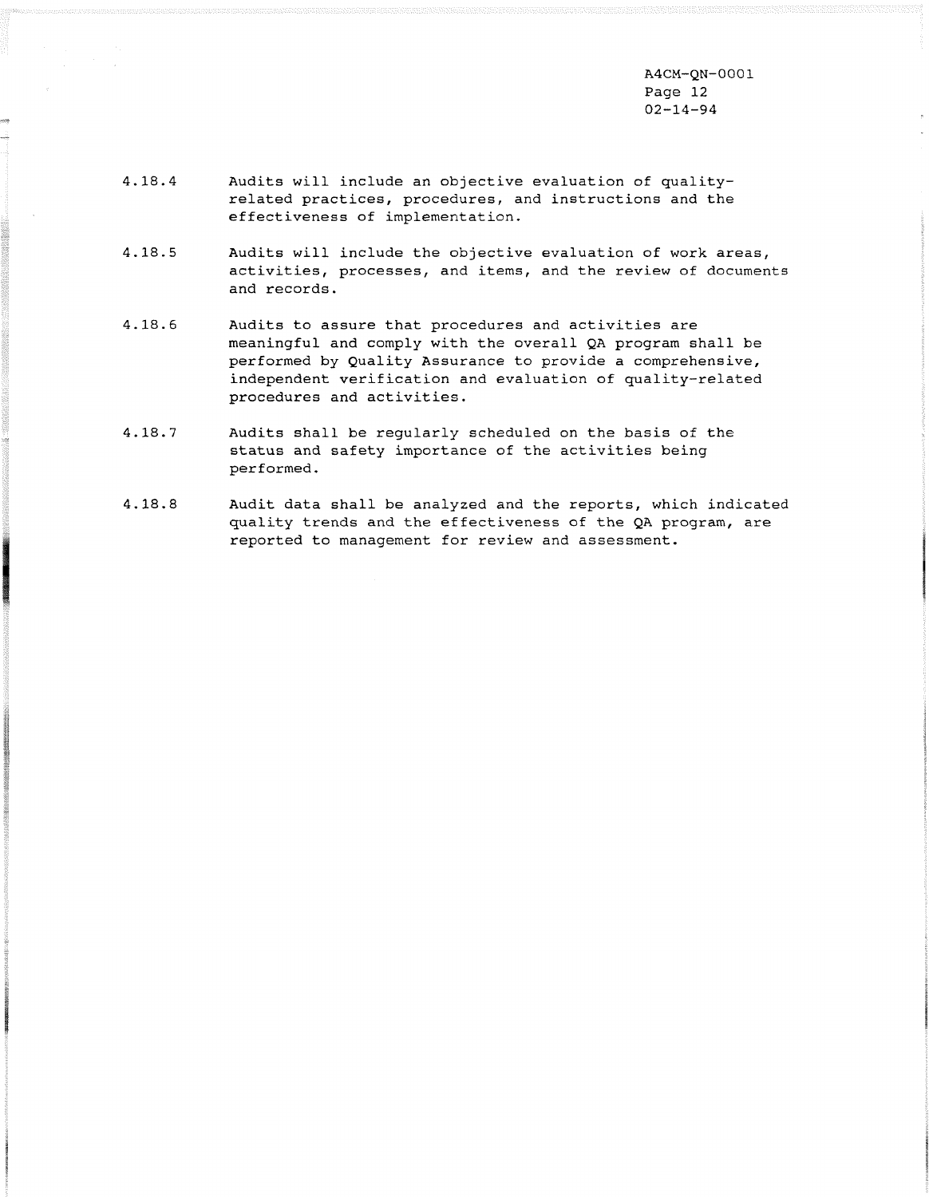4.18.4 Audits will include an objective evaluation of quality-related practices, procedures, and instructions and the effectiveness of implementation.

4.18.5 Audits will include the objective evaluation of work areas, activities, processes, and items, and the review of documents and records.

4.18.6 Audits to assure that procedures and activities are meaningful and comply with the overall QA program shall be performed by Quality Assurance to provide a comprehensive, independent verification and evaluation of quality-related procedures and activities.

4.18.7 Audits shall be regularly scheduled on the basis of the status and safety importance of the activities being performed.

4.18.8 Audit data shall be analyzed and the reports, which indicated quality trends and the effectiveness of the QA program, are reported to management for review and assessment.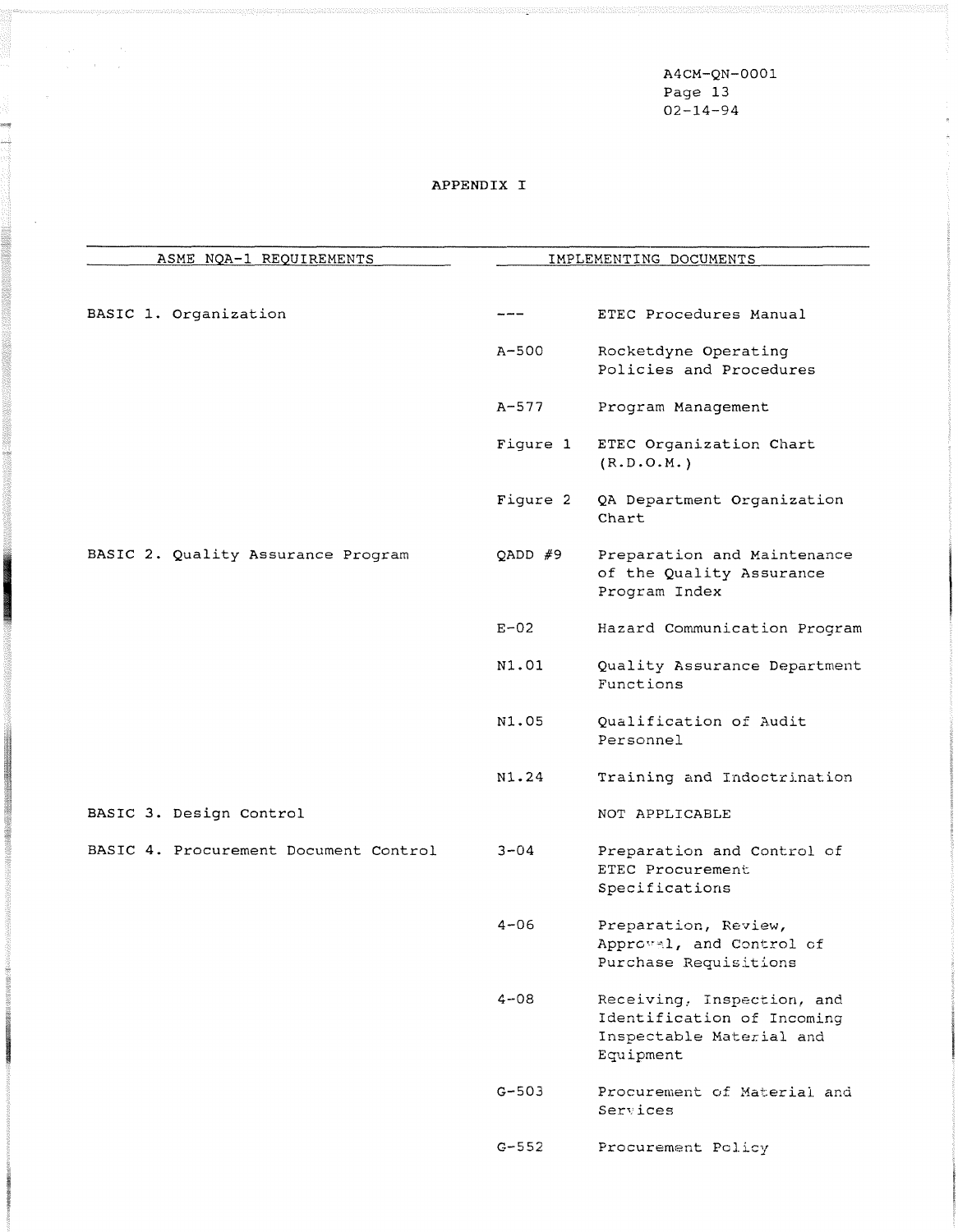# APPENDIX I

| ASME NQA-1 REQUIREMENTS | IMPLEMENTING DOCUMENTS | |
|---|---|---|
| BASIC 1. Organization | --- | ETEC Procedures Manual |
| | A-500 | Rocketdyne Operating Policies and Procedures |
| | A-577 | Program Management |
| | Figure 1 | ETEC Organization Chart (R.D.O.M.) |
| | Figure 2 | QA Department Organization Chart |
| BASIC 2. Quality Assurance Program | QADD #9 | Preparation and Maintenance of the Quality Assurance Program Index |
| | E-02 | Hazard Communication Program |
| | N1.01 | Quality Assurance Department Functions |
| | N1.05 | Qualification of Audit Personnel |
| | N1.24 | Training and Indoctrination |
| BASIC 3. Design Control | | NOT APPLICABLE |
| BASIC 4. Procurement Document Control | 3-04 | Preparation and Control of ETEC Procurement Specifications |
| | 4-06 | Preparation, Review, Approval, and Control of Purchase Requisitions |
| | 4-08 | Receiving, Inspection, and Identification of Incoming Inspectable Material and Equipment |
| | G-503 | Procurement of Material and Services |
| | G-552 | Procurement Policy |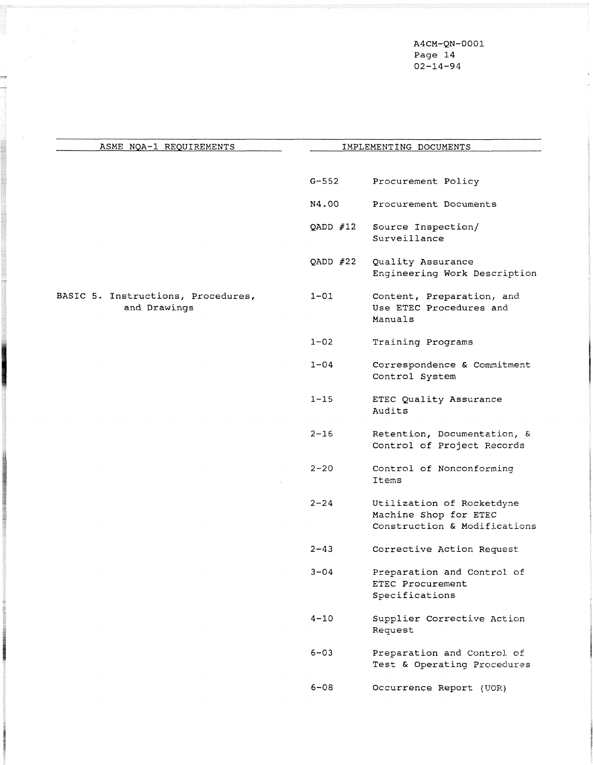| ASME NQA-1 REQUIREMENTS | IMPLEMENTING DOCUMENTS | |
|---|---|---|
| | G-552 | Procurement Policy |
| | N4.00 | Procurement Documents |
| | QADD #12 | Source Inspection/ Surveillance |
| | QADD #22 | Quality Assurance Engineering Work Description |
| BASIC 5. Instructions, Procedures, and Drawings | 1-01 | Content, Preparation, and Use ETEC Procedures and Manuals |
| | 1-02 | Training Programs |
| | 1-04 | Correspondence & Commitment Control System |
| | 1-15 | ETEC Quality Assurance Audits |
| | 2-16 | Retention, Documentation, & Control of Project Records |
| | 2-20 | Control of Nonconforming Items |
| | 2-24 | Utilization of Rocketdyne Machine Shop for ETEC Construction & Modifications |
| | 2-43 | Corrective Action Request |
| | 3-04 | Preparation and Control of ETEC Procurement Specifications |
| | 4-10 | Supplier Corrective Action Request |
| | 6-03 | Preparation and Control of Test & Operating Procedures |
| | 6-08 | Occurrence Report (UOR) |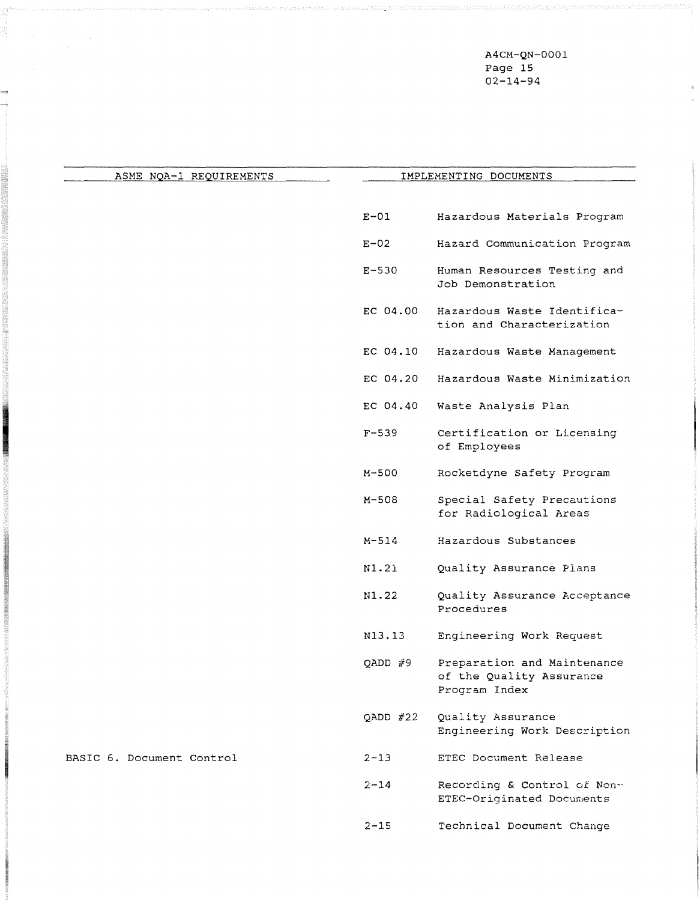| ASME NQA-1 REQUIREMENTS | IMPLEMENTING DOCUMENTS | |
|---|---|---|
| | E-01 | Hazardous Materials Program |
| | E-02 | Hazard Communication Program |
| | E-530 | Human Resources Testing and Job Demonstration |
| | EC 04.00 | Hazardous Waste Identification and Characterization |
| | EC 04.10 | Hazardous Waste Management |
| | EC 04.20 | Hazardous Waste Minimization |
| | EC 04.40 | Waste Analysis Plan |
| | F-539 | Certification or Licensing of Employees |
| | M-500 | Rocketdyne Safety Program |
| | M-508 | Special Safety Precautions for Radiological Areas |
| | M-514 | Hazardous Substances |
| | N1.21 | Quality Assurance Plans |
| | N1.22 | Quality Assurance Acceptance Procedures |
| | N13.13 | Engineering Work Request |
| | QADD #9 | Preparation and Maintenance of the Quality Assurance Program Index |
| | QADD #22 | Quality Assurance Engineering Work Description |
| BASIC 6. Document Control | 2-13 | ETEC Document Release |
| | 2-14 | Recording & Control of Non-ETEC-Originated Documents |
| | 2-15 | Technical Document Change |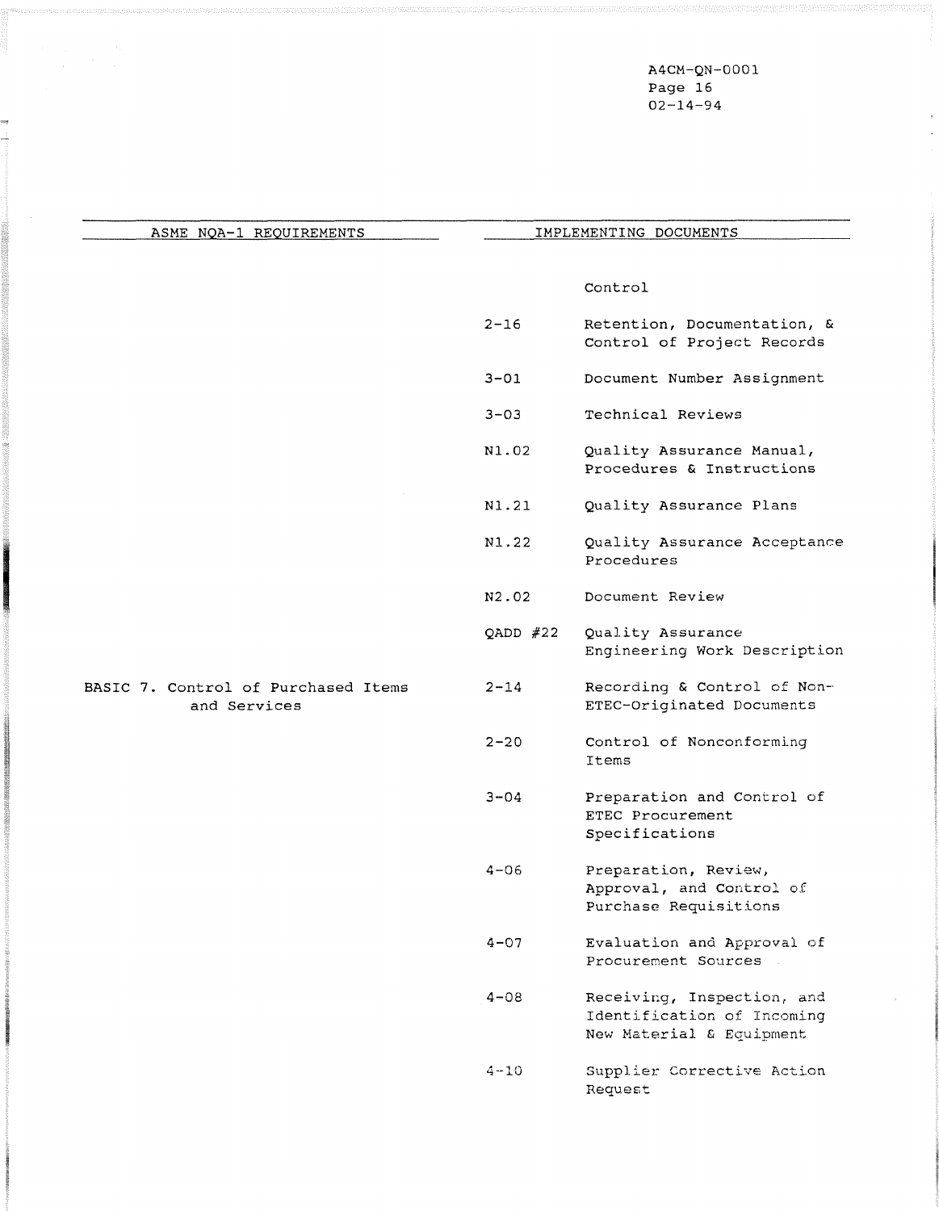| ASME NQA-1 REQUIREMENTS | IMPLEMENTING DOCUMENTS | |
|---|---|---|
| | | Control |
| | 2-16 | Retention, Documentation, & Control of Project Records |
| | 3-01 | Document Number Assignment |
| | 3-03 | Technical Reviews |
| | N1.02 | Quality Assurance Manual, Procedures & Instructions |
| | N1.21 | Quality Assurance Plans |
| | N1.22 | Quality Assurance Acceptance Procedures |
| | N2.02 | Document Review |
| | QADD #22 | Quality Assurance Engineering Work Description |
| BASIC 7. Control of Purchased Items and Services | 2-14 | Recording & Control of Non-ETEC-Originated Documents |
| | 2-20 | Control of Nonconforming Items |
| | 3-04 | Preparation and Control of ETEC Procurement Specifications |
| | 4-06 | Preparation, Review, Approval, and Control of Purchase Requisitions |
| | 4-07 | Evaluation and Approval of Procurement Sources |
| | 4-08 | Receiving, Inspection, and Identification of Incoming New Material & Equipment |
| | 4-10 | Supplier Corrective Action Request |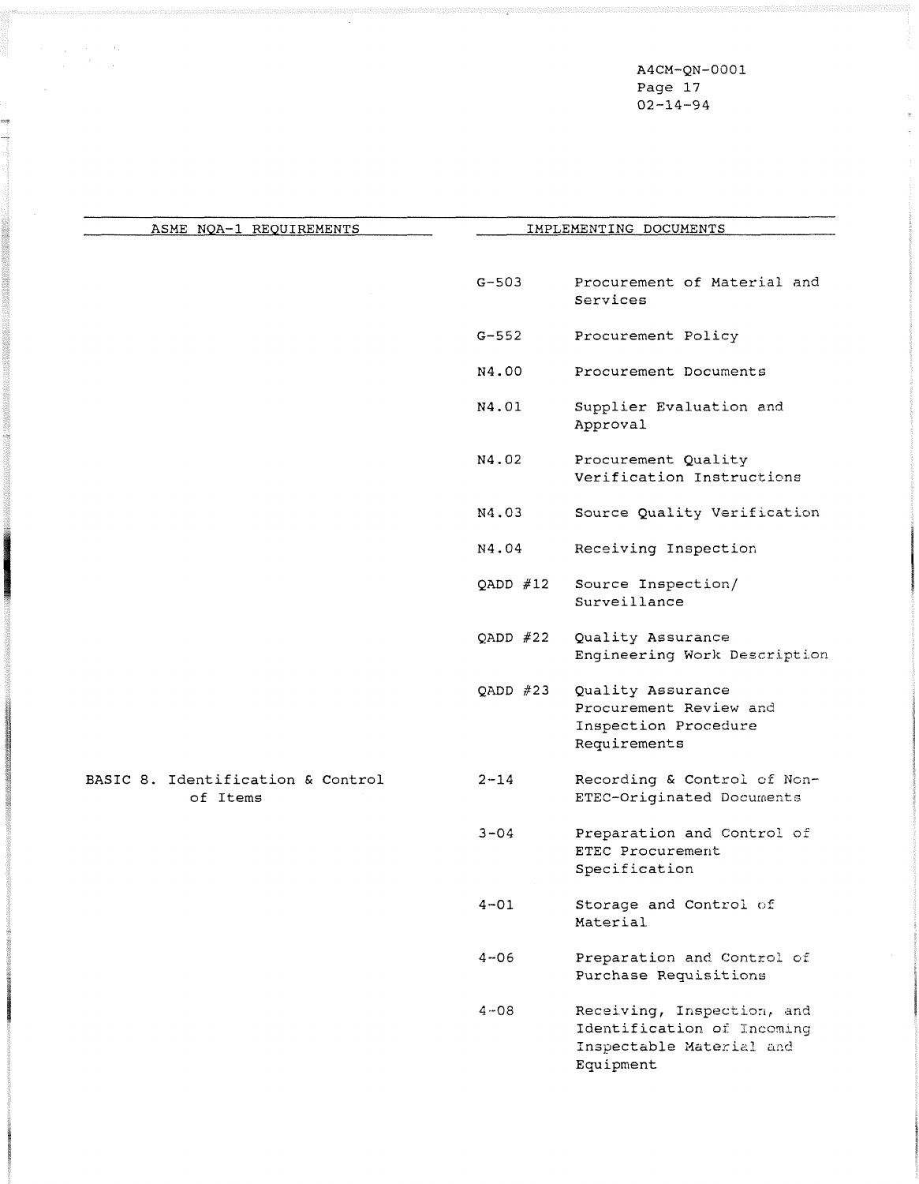| ASME NQA-1 REQUIREMENTS | IMPLEMENTING DOCUMENTS | |
| --- | --- | --- |
| | G-503 | Procurement of Material and Services |
| | G-552 | Procurement Policy |
| | N4.00 | Procurement Documents |
| | N4.01 | Supplier Evaluation and Approval |
| | N4.02 | Procurement Quality Verification Instructions |
| | N4.03 | Source Quality Verification |
| | N4.04 | Receiving Inspection |
| | QADD #12 | Source Inspection/ Surveillance |
| | QADD #22 | Quality Assurance Engineering Work Description |
| | QADD #23 | Quality Assurance Procurement Review and Inspection Procedure Requirements |
| BASIC 8. Identification & Control of Items | 2-14 | Recording & Control of Non-ETEC-Originated Documents |
| | 3-04 | Preparation and Control of ETEC Procurement Specification |
| | 4-01 | Storage and Control of Material |
| | 4-06 | Preparation and Control of Purchase Requisitions |
| | 4-08 | Receiving, Inspection, and Identification of Incoming Inspectable Material and Equipment |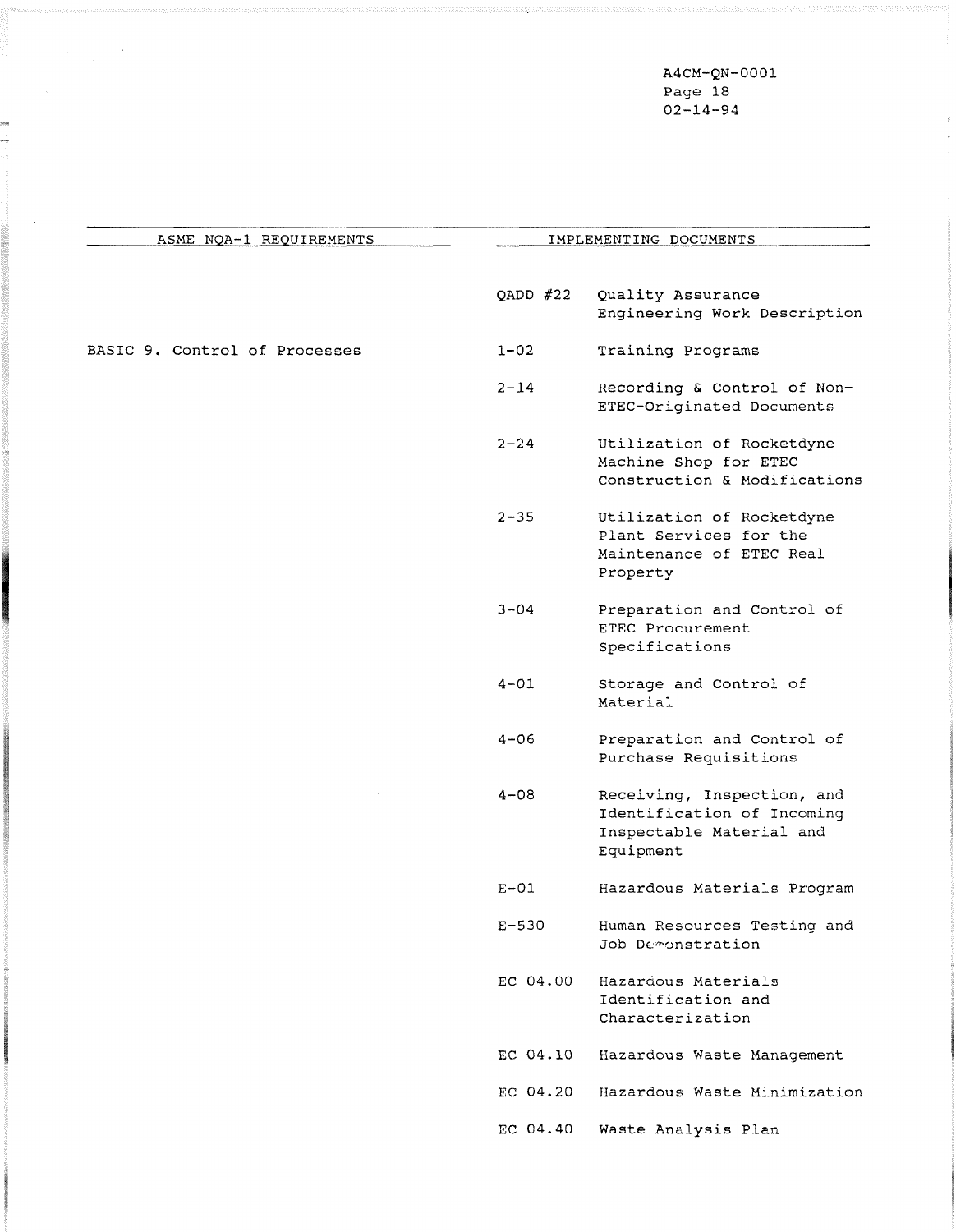| ASME NQA-1 REQUIREMENTS | IMPLEMENTING DOCUMENTS | |
| --- | --- | --- |
| | QADD #22 | Quality Assurance Engineering Work Description |
| BASIC 9. Control of Processes | 1-02 | Training Programs |
| | 2-14 | Recording & Control of Non-ETEC-Originated Documents |
| | 2-24 | Utilization of Rocketdyne Machine Shop for ETEC Construction & Modifications |
| | 2-35 | Utilization of Rocketdyne Plant Services for the Maintenance of ETEC Real Property |
| | 3-04 | Preparation and Control of ETEC Procurement Specifications |
| | 4-01 | Storage and Control of Material |
| | 4-06 | Preparation and Control of Purchase Requisitions |
| | 4-08 | Receiving, Inspection, and Identification of Incoming Inspectable Material and Equipment |
| | E-01 | Hazardous Materials Program |
| | E-530 | Human Resources Testing and Job Demonstration |
| | EC 04.00 | Hazardous Materials Identification and Characterization |
| | EC 04.10 | Hazardous Waste Management |
| | EC 04.20 | Hazardous Waste Minimization |
| | EC 04.40 | Waste Analysis Plan |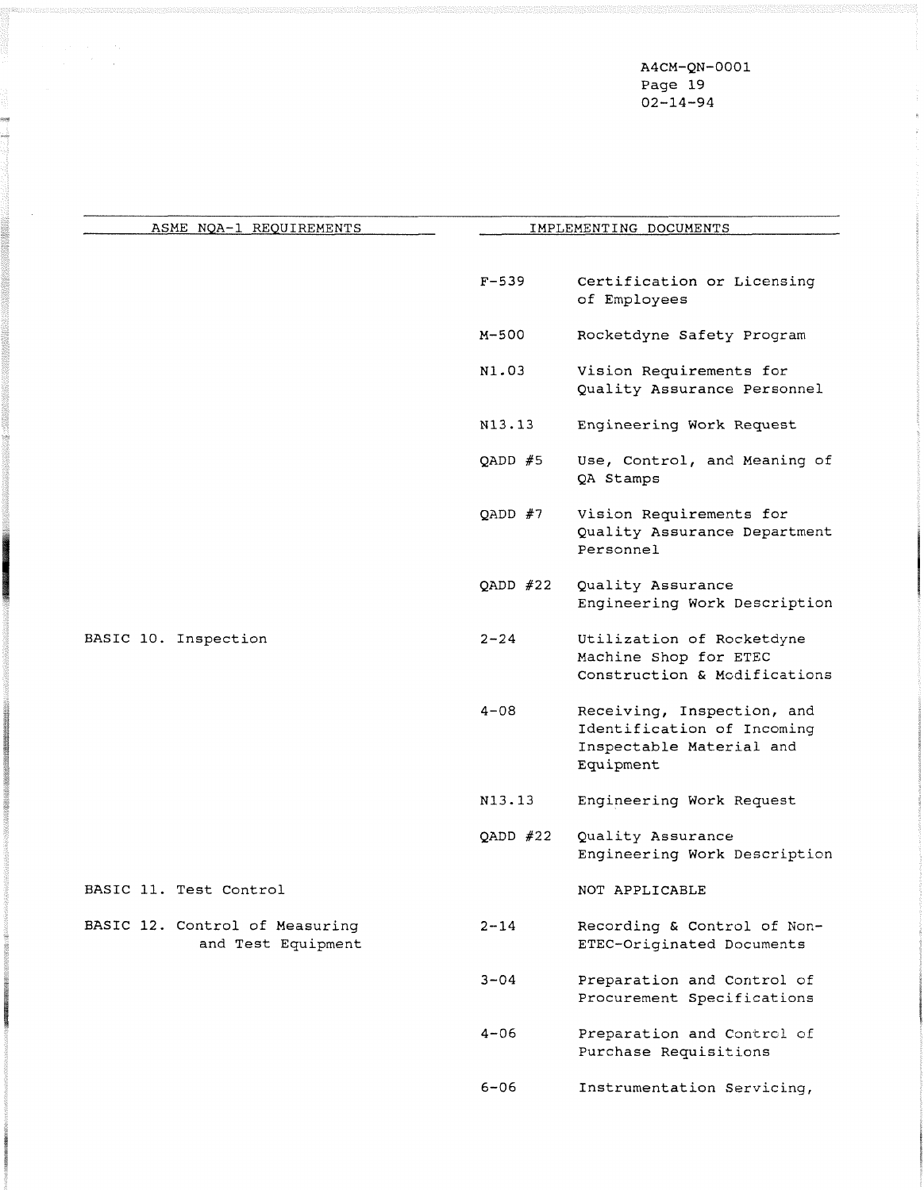| ASME NQA-1 REQUIREMENTS | IMPLEMENTING DOCUMENTS | |
|---|---|---|
| | F-539 | Certification or Licensing of Employees |
| | M-500 | Rocketdyne Safety Program |
| | N1.03 | Vision Requirements for Quality Assurance Personnel |
| | N13.13 | Engineering Work Request |
| | QADD #5 | Use, Control, and Meaning of QA Stamps |
| | QADD #7 | Vision Requirements for Quality Assurance Department Personnel |
| | QADD #22 | Quality Assurance Engineering Work Description |
| BASIC 10. Inspection | 2-24 | Utilization of Rocketdyne Machine Shop for ETEC Construction & Modifications |
| | 4-08 | Receiving, Inspection, and Identification of Incoming Inspectable Material and Equipment |
| | N13.13 | Engineering Work Request |
| | QADD #22 | Quality Assurance Engineering Work Description |
| BASIC 11. Test Control | | NOT APPLICABLE |
| BASIC 12. Control of Measuring and Test Equipment | 2-14 | Recording & Control of Non-ETEC-Originated Documents |
| | 3-04 | Preparation and Control of Procurement Specifications |
| | 4-06 | Preparation and Control of Purchase Requisitions |
| | 6-06 | Instrumentation Servicing, |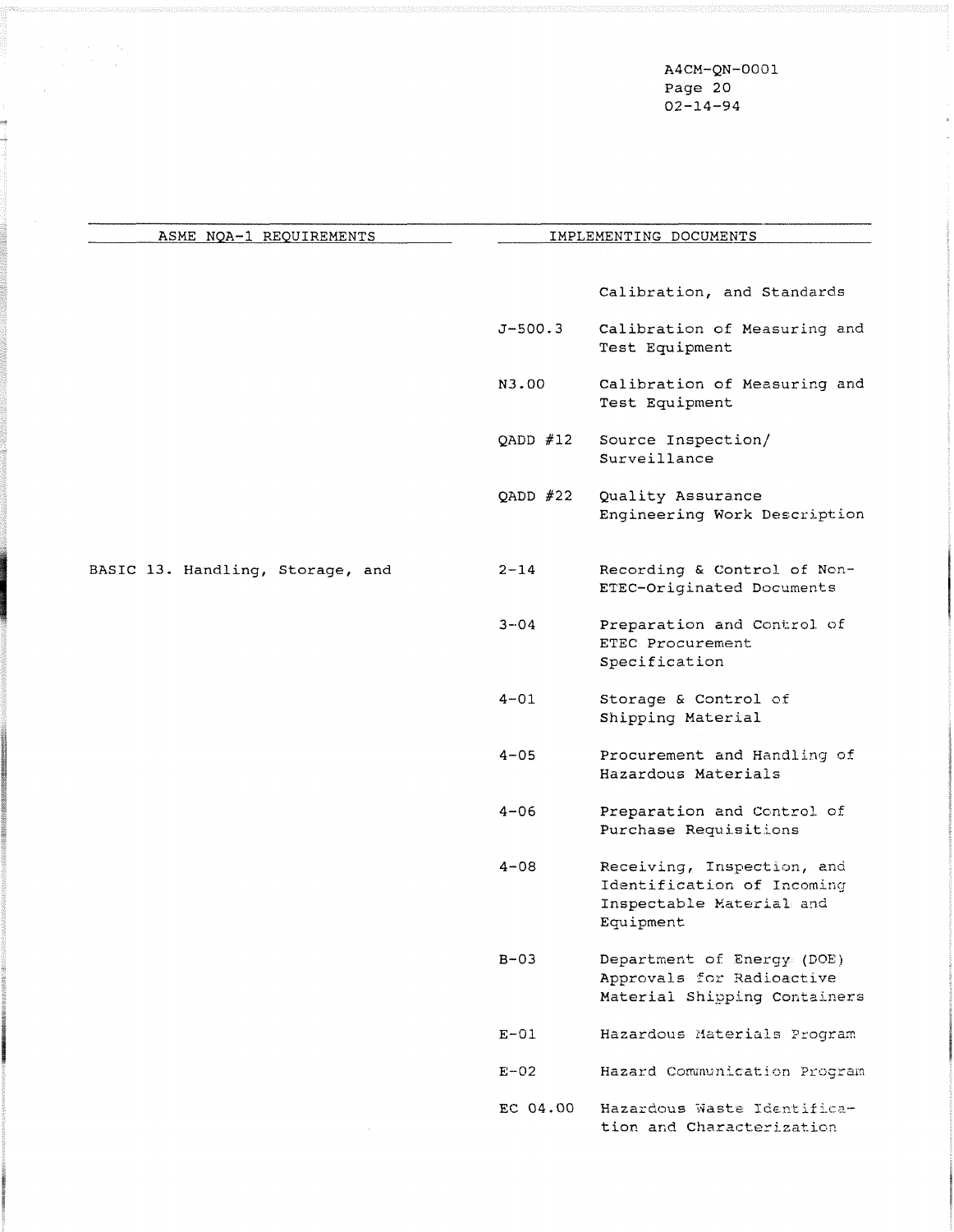| ASME NQA-1 REQUIREMENTS | IMPLEMENTING DOCUMENTS | |
|---|---|---|
| | | Calibration, and Standards |
| | J-500.3 | Calibration of Measuring and Test Equipment |
| | N3.00 | Calibration of Measuring and Test Equipment |
| | QADD #12 | Source Inspection/ Surveillance |
| | QADD #22 | Quality Assurance Engineering Work Description |
| BASIC 13. Handling, Storage, and | 2-14 | Recording & Control of Non-ETEC-Originated Documents |
| | 3-04 | Preparation and Control of ETEC Procurement Specification |
| | 4-01 | Storage & Control of Shipping Material |
| | 4-05 | Procurement and Handling of Hazardous Materials |
| | 4-06 | Preparation and Control of Purchase Requisitions |
| | 4-08 | Receiving, Inspection, and Identification of Incoming Inspectable Material and Equipment |
| | B-03 | Department of Energy (DOE) Approvals for Radioactive Material Shipping Containers |
| | E-01 | Hazardous Materials Program |
| | E-02 | Hazard Communication Program |
| | EC 04.00 | Hazardous Waste Identification and Characterization |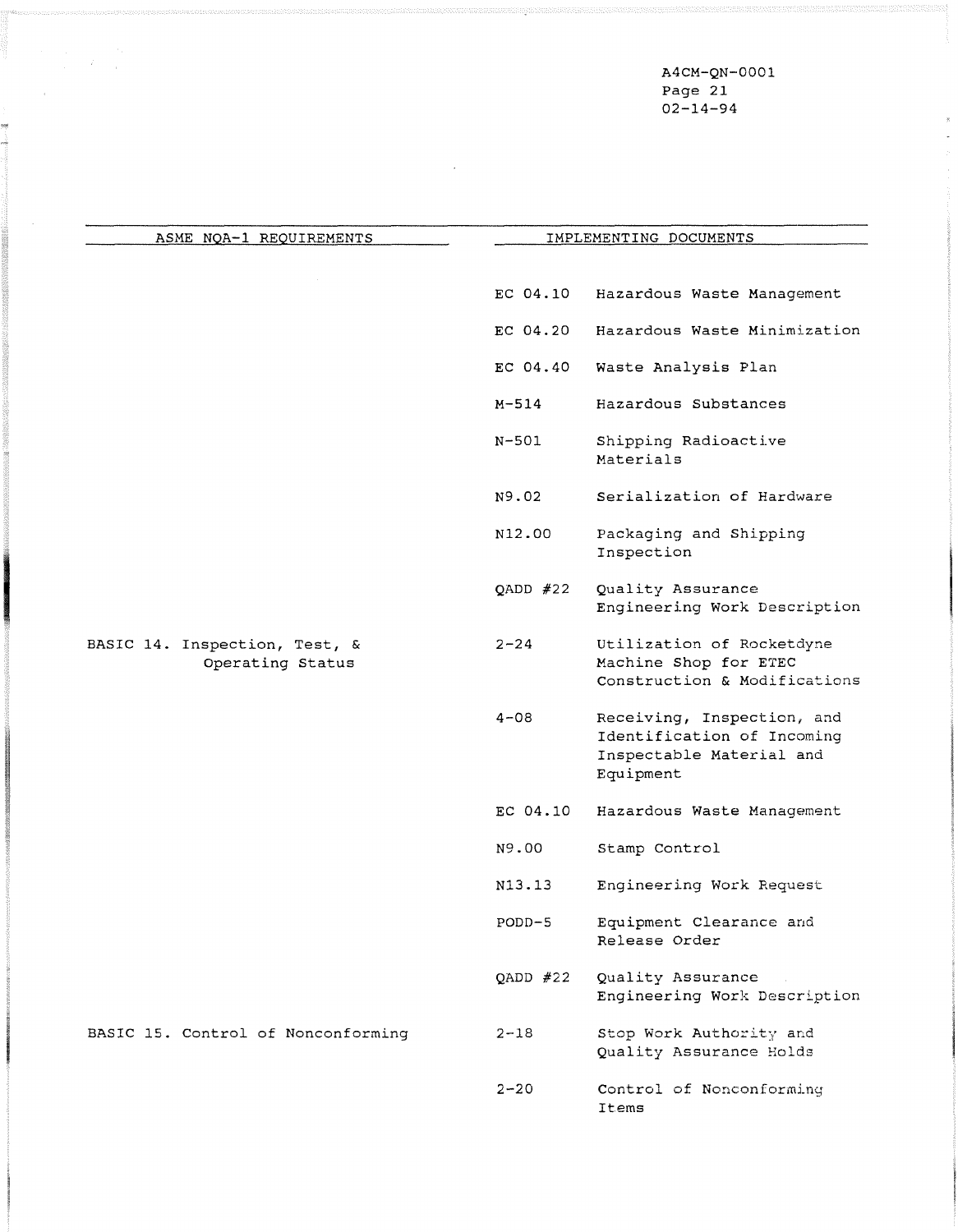| ASME NQA-1 REQUIREMENTS | IMPLEMENTING DOCUMENTS | |
|---|---|---|
| | EC 04.10 | Hazardous Waste Management |
| | EC 04.20 | Hazardous Waste Minimization |
| | EC 04.40 | Waste Analysis Plan |
| | M-514 | Hazardous Substances |
| | N-501 | Shipping Radioactive Materials |
| | N9.02 | Serialization of Hardware |
| | N12.00 | Packaging and Shipping Inspection |
| | QADD #22 | Quality Assurance Engineering Work Description |
| BASIC 14. Inspection, Test, & Operating Status | 2-24 | Utilization of Rocketdyne Machine Shop for ETEC Construction & Modifications |
| | 4-08 | Receiving, Inspection, and Identification of Incoming Inspectable Material and Equipment |
| | EC 04.10 | Hazardous Waste Management |
| | N9.00 | Stamp Control |
| | N13.13 | Engineering Work Request |
| | PODD-5 | Equipment Clearance and Release Order |
| | QADD #22 | Quality Assurance Engineering Work Description |
| BASIC 15. Control of Nonconforming | 2-18 | Stop Work Authority and Quality Assurance Holds |
| | 2-20 | Control of Nonconforming Items |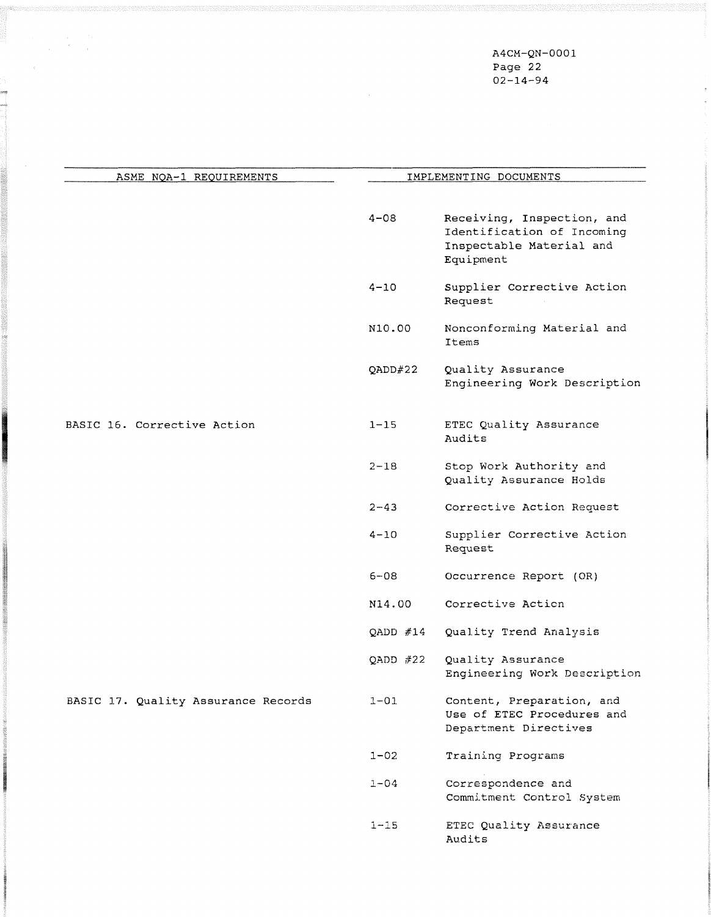| ASME NQA-1 REQUIREMENTS | IMPLEMENTING DOCUMENTS | |
|---|---|---|
| | 4-08 | Receiving, Inspection, and Identification of Incoming Inspectable Material and Equipment |
| | 4-10 | Supplier Corrective Action Request |
| | N10.00 | Nonconforming Material and Items |
| | QADD#22 | Quality Assurance Engineering Work Description |
| BASIC 16. Corrective Action | 1-15 | ETEC Quality Assurance Audits |
| | 2-18 | Stop Work Authority and Quality Assurance Holds |
| | 2-43 | Corrective Action Request |
| | 4-10 | Supplier Corrective Action Request |
| | 6-08 | Occurrence Report (OR) |
| | N14.00 | Corrective Action |
| | QADD #14 | Quality Trend Analysis |
| | QADD #22 | Quality Assurance Engineering Work Description |
| BASIC 17. Quality Assurance Records | 1-01 | Content, Preparation, and Use of ETEC Procedures and Department Directives |
| | 1-02 | Training Programs |
| | 1-04 | Correspondence and Commitment Control System |
| | 1-15 | ETEC Quality Assurance Audits |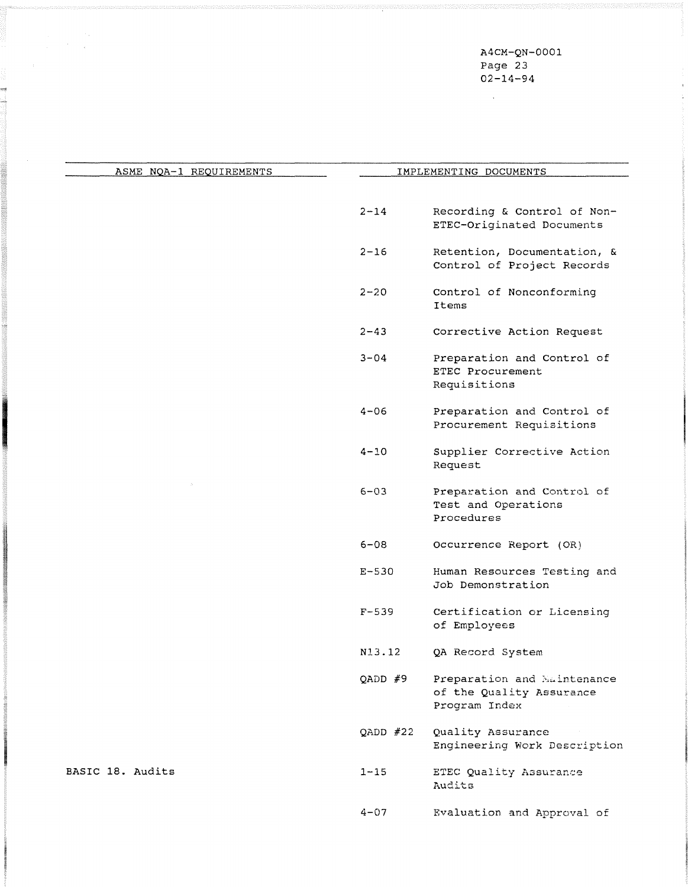| ASME NQA-1 REQUIREMENTS | IMPLEMENTING DOCUMENTS | |
|---|---|---|
| | 2-14 | Recording & Control of Non-ETEC-Originated Documents |
| | 2-16 | Retention, Documentation, & Control of Project Records |
| | 2-20 | Control of Nonconforming Items |
| | 2-43 | Corrective Action Request |
| | 3-04 | Preparation and Control of ETEC Procurement Requisitions |
| | 4-06 | Preparation and Control of Procurement Requisitions |
| | 4-10 | Supplier Corrective Action Request |
| | 6-03 | Preparation and Control of Test and Operations Procedures |
| | 6-08 | Occurrence Report (OR) |
| | E-530 | Human Resources Testing and Job Demonstration |
| | F-539 | Certification or Licensing of Employees |
| | N13.12 | QA Record System |
| | QADD #9 | Preparation and Maintenance of the Quality Assurance Program Index |
| | QADD #22 | Quality Assurance Engineering Work Description |
| BASIC 18. Audits | 1-15 | ETEC Quality Assurance Audits |
| | 4-07 | Evaluation and Approval of |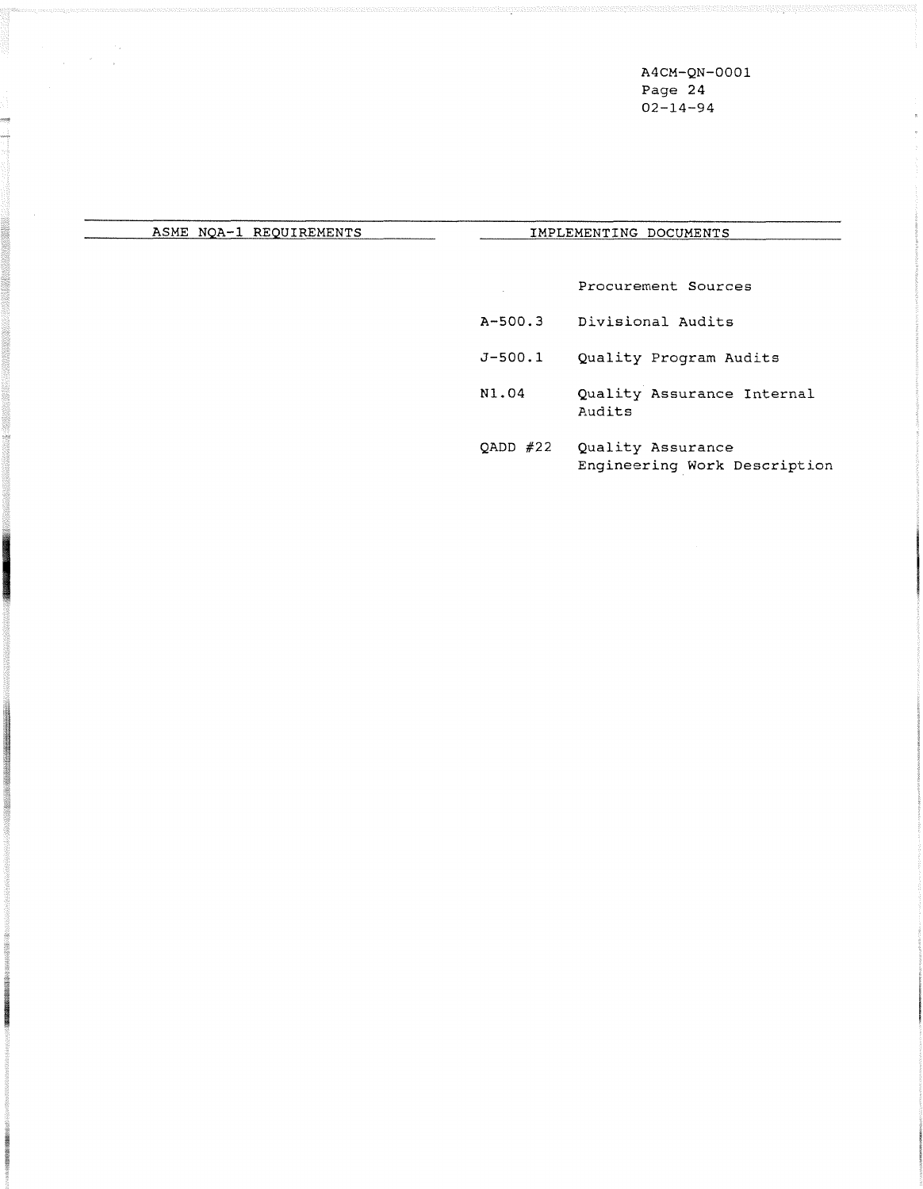| ASME NQA-1 REQUIREMENTS | IMPLEMENTING DOCUMENTS | |
|---|---|---|
| | | Procurement Sources |
| | A-500.3 | Divisional Audits |
| | J-500.1 | Quality Program Audits |
| | N1.04 | Quality Assurance Internal Audits |
| | QADD #22 | Quality Assurance Engineering Work Description |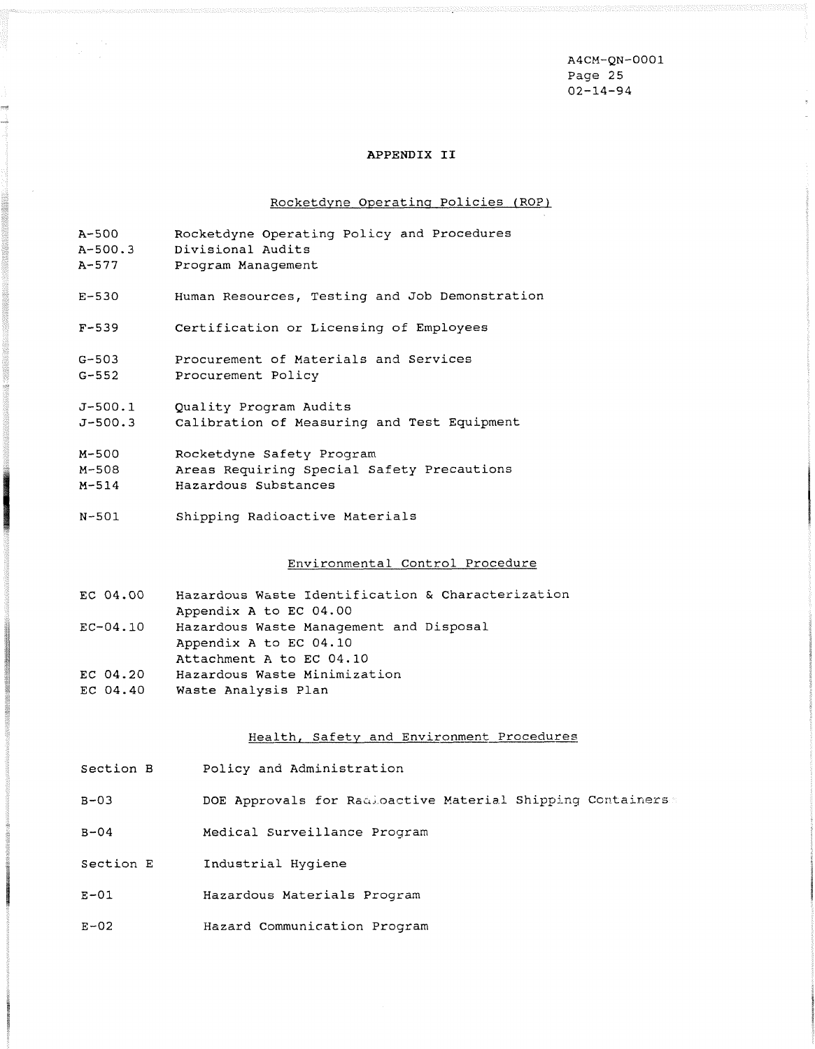# APPENDIX II

## Rocketdyne Operating Policies (ROP)

| | |
|---|---|
| A-500 | Rocketdyne Operating Policy and Procedures |
| A-500.3 | Divisional Audits |
| A-577 | Program Management |
| E-530 | Human Resources, Testing and Job Demonstration |
| F-539 | Certification or Licensing of Employees |
| G-503 | Procurement of Materials and Services |
| G-552 | Procurement Policy |
| J-500.1 | Quality Program Audits |
| J-500.3 | Calibration of Measuring and Test Equipment |
| M-500 | Rocketdyne Safety Program |
| M-508 | Areas Requiring Special Safety Precautions |
| M-514 | Hazardous Substances |
| N-501 | Shipping Radioactive Materials |

## Environmental Control Procedure

| | |
|---|---|
| EC 04.00 | Hazardous Waste Identification & Characterization<br>Appendix A to EC 04.00 |
| EC-04.10 | Hazardous Waste Management and Disposal<br>Appendix A to EC 04.10<br>Attachment A to EC 04.10 |
| EC 04.20 | Hazardous Waste Minimization |
| EC 04.40 | Waste Analysis Plan |

## Health, Safety and Environment Procedures

| | |
|---|---|
| Section B | Policy and Administration |
| B-03 | DOE Approvals for Radioactive Material Shipping Containers |
| B-04 | Medical Surveillance Program |
| Section E | Industrial Hygiene |
| E-01 | Hazardous Materials Program |
| E-02 | Hazard Communication Program |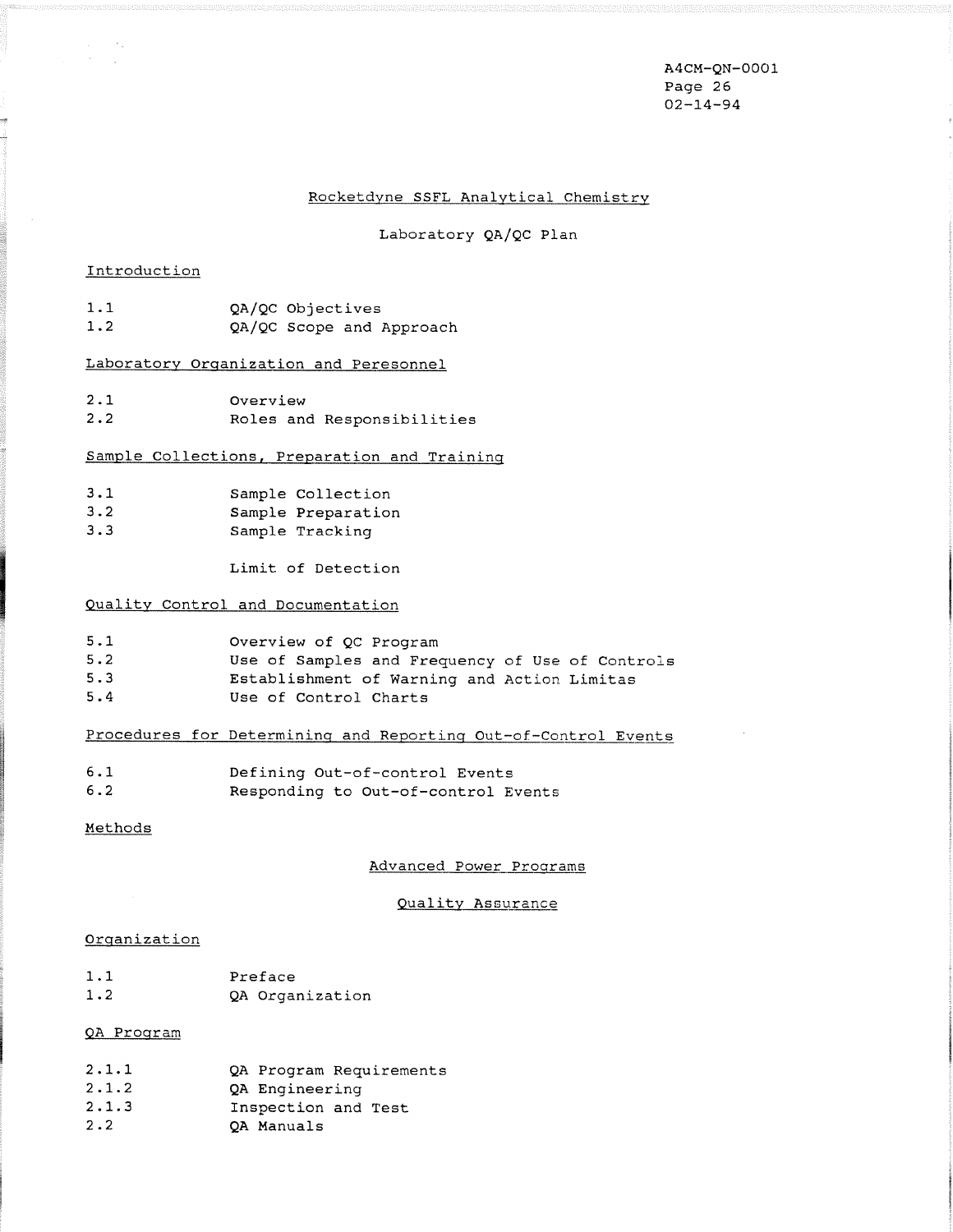A4CM-QN-0001
02-14-94

## Rocketdyne SSFL Analytical Chemistry

### Laboratory QA/QC Plan

Introduction

1.1 QA/QC Objectives
1.2 QA/QC Scope and Approach

Laboratory Organization and Peresonnel

2.1 Overview
2.2 Roles and Responsibilities

Sample Collections, Preparation and Training

3.1 Sample Collection
3.2 Sample Preparation
3.3 Sample Tracking

Limit of Detection

Quality Control and Documentation

5.1 Overview of QC Program
5.2 Use of Samples and Frequency of Use of Controls
5.3 Establishment of Warning and Action Limitas
5.4 Use of Control Charts

Procedures for Determining and Reporting Out-of-Control Events

6.1 Defining Out-of-control Events
6.2 Responding to Out-of-control Events

Methods

## Advanced Power Programs

### Quality Assurance

Organization

1.1 Preface
1.2 QA Organization

QA Program

2.1.1 QA Program Requirements
2.1.2 QA Engineering
2.1.3 Inspection and Test
2.2 QA Manuals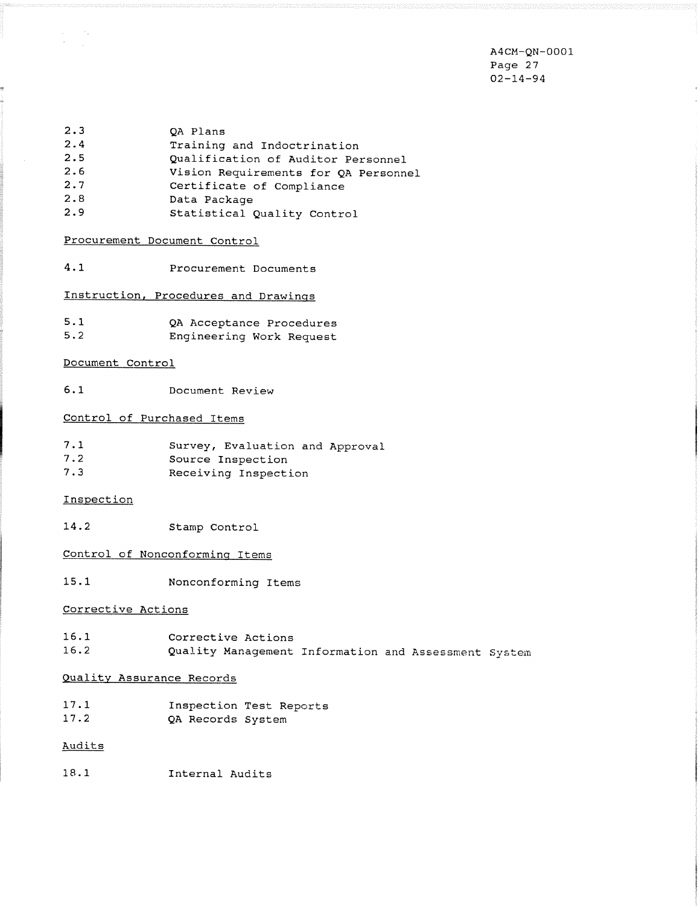| | |
|---|---|
| 2.3 | QA Plans |
| 2.4 | Training and Indoctrination |
| 2.5 | Qualification of Auditor Personnel |
| 2.6 | Vision Requirements for QA Personnel |
| 2.7 | Certificate of Compliance |
| 2.8 | Data Package |
| 2.9 | Statistical Quality Control |

<u>Procurement Document Control</u>

| | |
|---|---|
| 4.1 | Procurement Documents |

<u>Instruction, Procedures and Drawings</u>

| | |
|---|---|
| 5.1 | QA Acceptance Procedures |
| 5.2 | Engineering Work Request |

<u>Document Control</u>

| | |
|---|---|
| 6.1 | Document Review |

<u>Control of Purchased Items</u>

| | |
|---|---|
| 7.1 | Survey, Evaluation and Approval |
| 7.2 | Source Inspection |
| 7.3 | Receiving Inspection |

<u>Inspection</u>

| | |
|---|---|
| 14.2 | Stamp Control |

<u>Control of Nonconforming Items</u>

| | |
|---|---|
| 15.1 | Nonconforming Items |

<u>Corrective Actions</u>

| | |
|---|---|
| 16.1 | Corrective Actions |
| 16.2 | Quality Management Information and Assessment System |

<u>Quality Assurance Records</u>

| | |
|---|---|
| 17.1 | Inspection Test Reports |
| 17.2 | QA Records System |

<u>Audits</u>

| | |
|---|---|
| 18.1 | Internal Audits |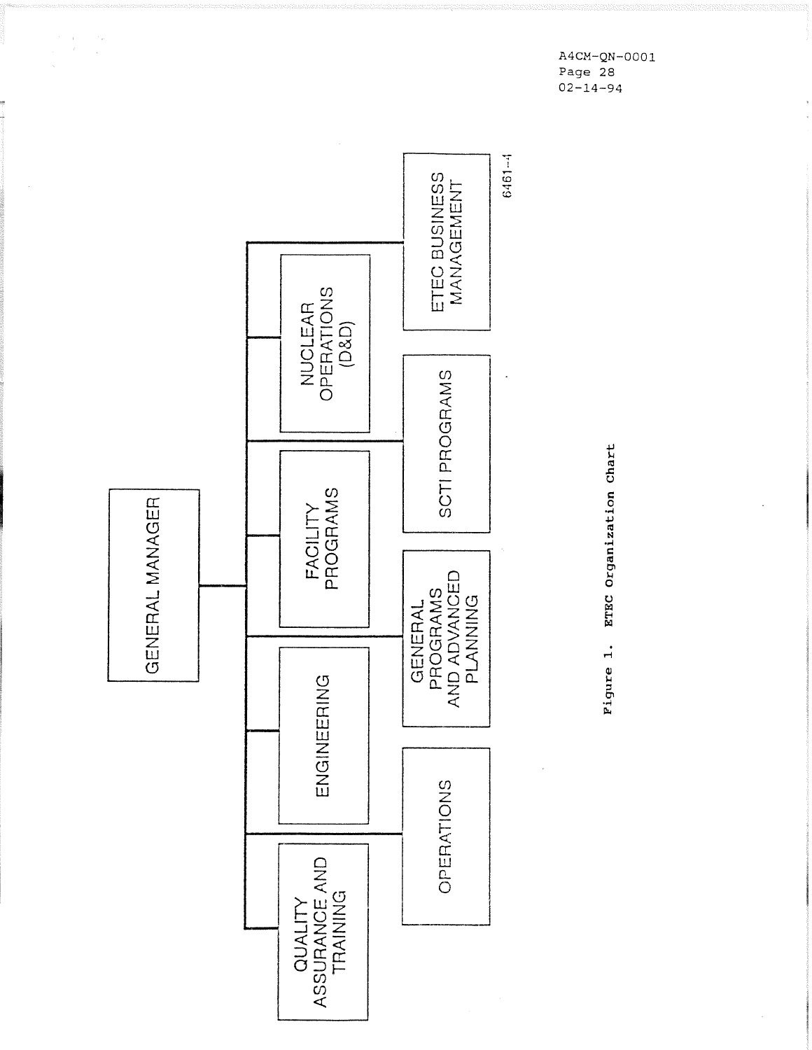A4CM-QN-0001
Page 28
02-14-94

- GENERAL MANAGER
  - QUALITY ASSURANCE AND TRAINING
  - ENGINEERING
  - FACILITY PROGRAMS
  - NUCLEAR OPERATIONS (D&D)
  - OPERATIONS
  - GENERAL PROGRAMS AND ADVANCED PLANNING
  - SCTI PROGRAMS
  - ETEC BUSINESS MANAGEMENT

6461-4

**Figure 1. ETEC Organization Chart**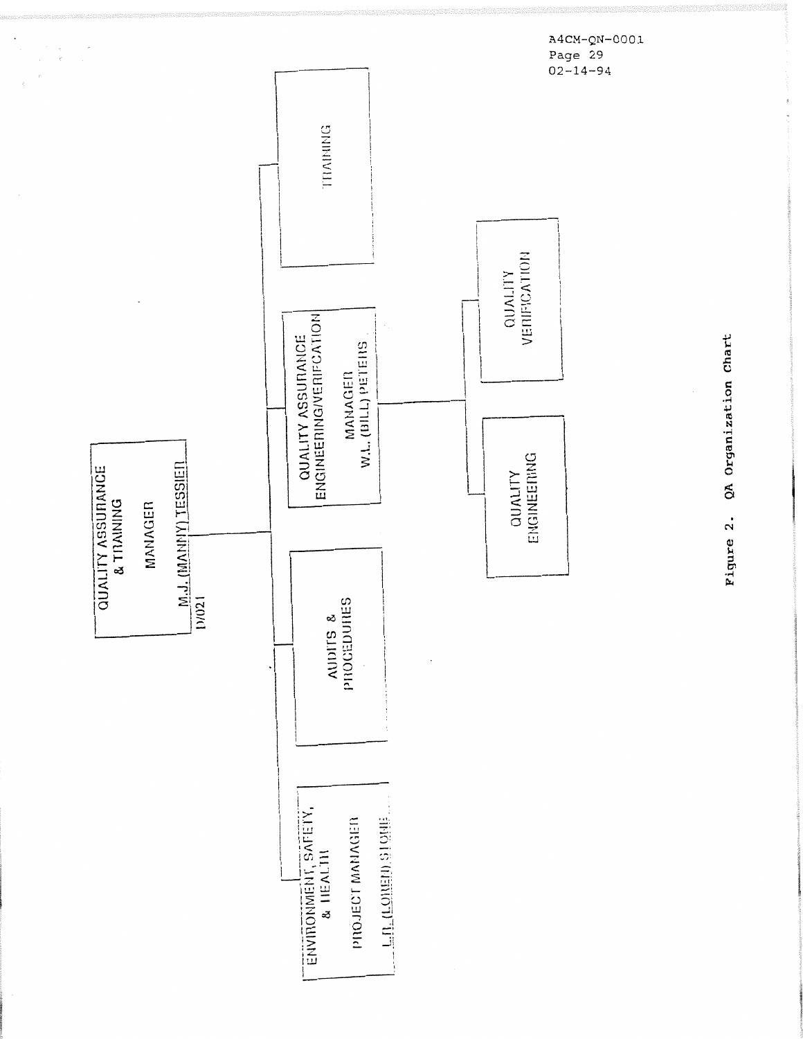QUALITY ASSURANCE & TRAINING

MANAGER

M.J. (MANNY) TESSIER

D/021

ENVIRONMENT, SAFETY, & HEALTH

PROJECT MANAGER

L.R. (LOREN) STONE

AUDITS & PROCEDURES

QUALITY ASSURANCE ENGINEERING/VERIFCATION

MANAGER

W.L. (BILL) PETERS

TRAINING

QUALITY ENGINEERING

QUALITY VERIFICATION

Figure 2. QA Organization Chart